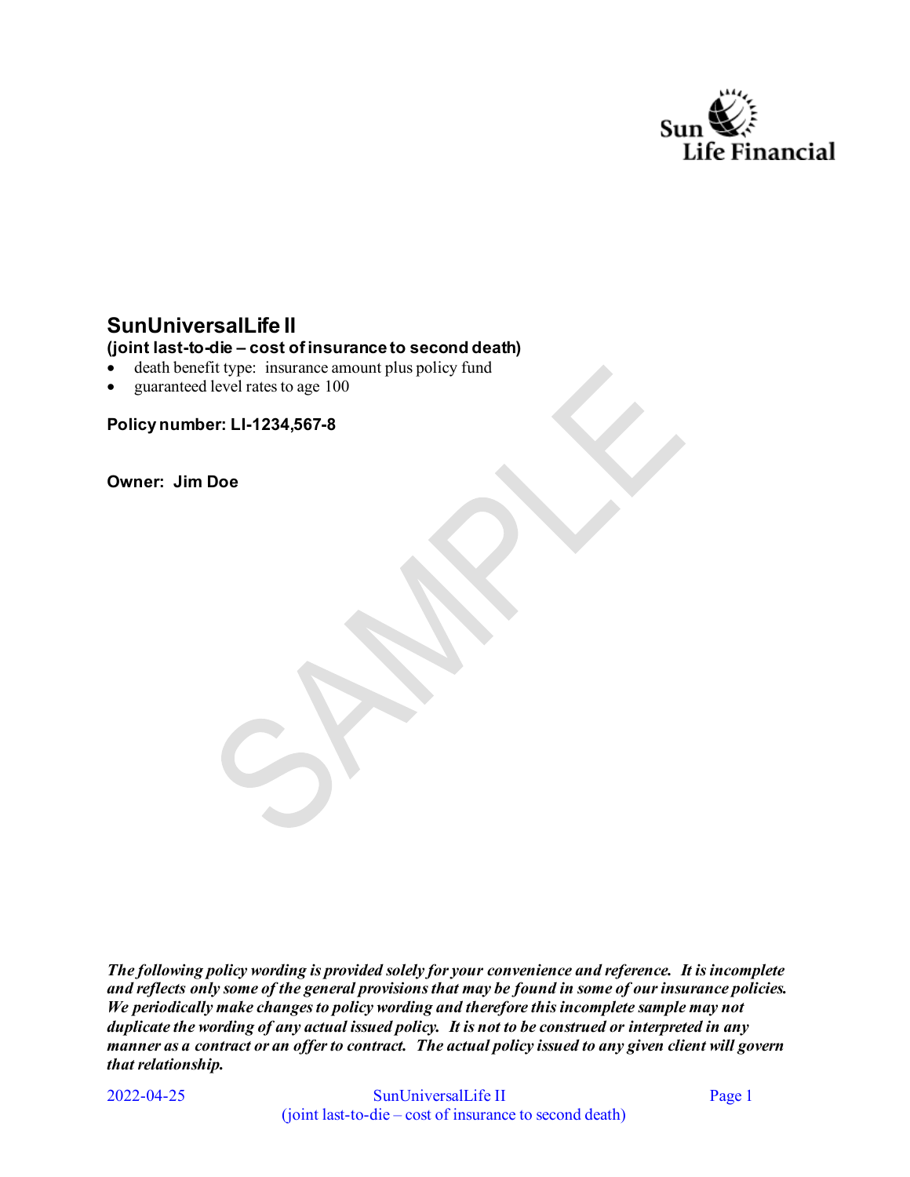# SunUniversalLife II

**(joint last-to-die – cost of insurance to second death)**

- death benefit type: insurance amount plus policy fund
- guaranteed level rates to age 100

**Policy number: LI-1234,567-8**

**Owner: Jim Doe**

***The following policy wording is provided solely for your convenience and reference. It is incomplete and reflects only some of the general provisions that may be found in some of our insurance policies. We periodically make changes to policy wording and therefore this incomplete sample may not duplicate the wording of any actual issued policy. It is not to be construed or interpreted in any manner as a contract or an offer to contract. The actual policy issued to any given client will govern that relationship.***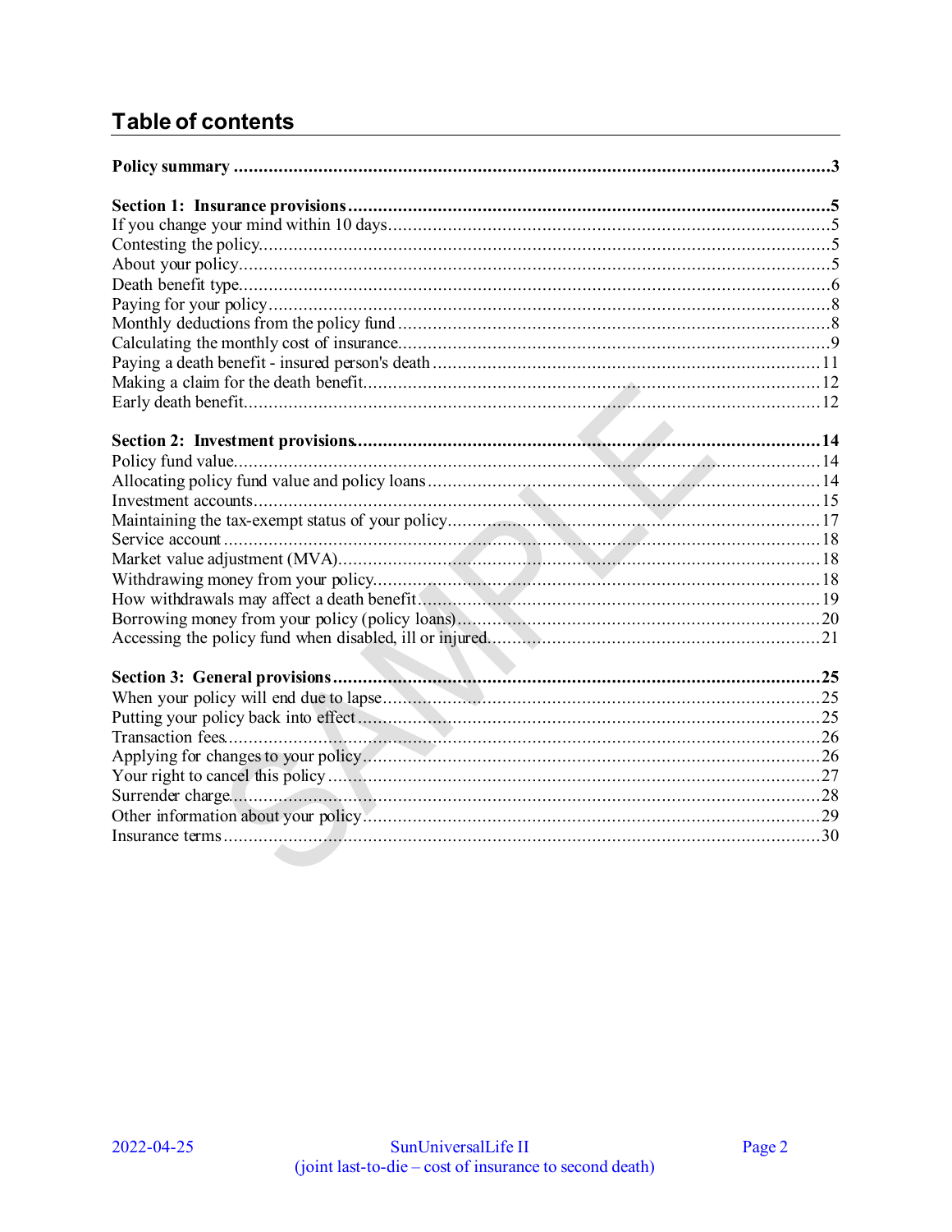# Table of contents

**Policy summary ........................................................................................................3**

**Section 1: Insurance provisions .................................................................................5**
If you change your mind within 10 days.........................................................................5
Contesting the policy....................................................................................................5
About your policy.........................................................................................................5
Death benefit type........................................................................................................6
Paying for your policy...................................................................................................8
Monthly deductions from the policy fund.........................................................................8
Calculating the monthly cost of insurance........................................................................9
Paying a death benefit - insured person's death..............................................................11
Making a claim for the death benefit.............................................................................12
Early death benefit.....................................................................................................12

**Section 2: Investment provisions..............................................................................14**
Policy fund value........................................................................................................14
Allocating policy fund value and policy loans.................................................................14
Investment accounts...................................................................................................15
Maintaining the tax-exempt status of your policy............................................................17
Service account.........................................................................................................18
Market value adjustment (MVA)...................................................................................18
Withdrawing money from your policy............................................................................18
How withdrawals may affect a death benefit...................................................................19
Borrowing money from your policy (policy loans)...........................................................20
Accessing the policy fund when disabled, ill or injured....................................................21

**Section 3: General provisions ..................................................................................25**
When your policy will end due to lapse.........................................................................25
Putting your policy back into effect..............................................................................25
Transaction fees.........................................................................................................26
Applying for changes to your policy.............................................................................26
Your right to cancel this policy....................................................................................27
Surrender charge.......................................................................................................28
Other information about your policy.............................................................................29
Insurance terms.........................................................................................................30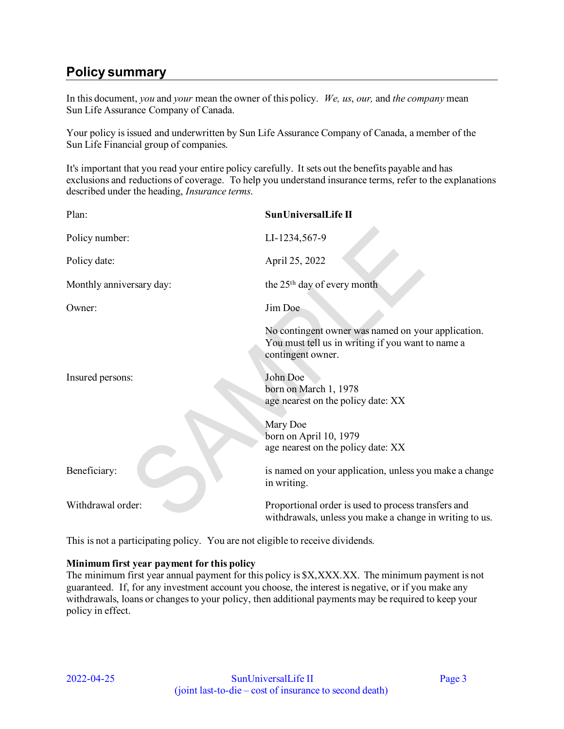## Policy summary

In this document, *you* and *your* mean the owner of this policy. *We, us, our,* and *the company* mean Sun Life Assurance Company of Canada.

Your policy is issued and underwritten by Sun Life Assurance Company of Canada, a member of the Sun Life Financial group of companies.

It's important that you read your entire policy carefully. It sets out the benefits payable and has exclusions and reductions of coverage. To help you understand insurance terms, refer to the explanations described under the heading, *Insurance terms*.

| | |
|---|---|
| Plan: | **SunUniversalLife II** |
| Policy number: | LI-1234,567-9 |
| Policy date: | April 25, 2022 |
| Monthly anniversary day: | the 25th day of every month |
| Owner: | Jim Doe<br><br>No contingent owner was named on your application. You must tell us in writing if you want to name a contingent owner. |
| Insured persons: | John Doe<br>born on March 1, 1978<br>age nearest on the policy date: XX<br><br>Mary Doe<br>born on April 10, 1979<br>age nearest on the policy date: XX |
| Beneficiary: | is named on your application, unless you make a change in writing. |
| Withdrawal order: | Proportional order is used to process transfers and withdrawals, unless you make a change in writing to us. |

This is not a participating policy. You are not eligible to receive dividends.

**Minimum first year payment for this policy**
The minimum first year annual payment for this policy is $X,XXX.XX. The minimum payment is not guaranteed. If, for any investment account you choose, the interest is negative, or if you make any withdrawals, loans or changes to your policy, then additional payments may be required to keep your policy in effect.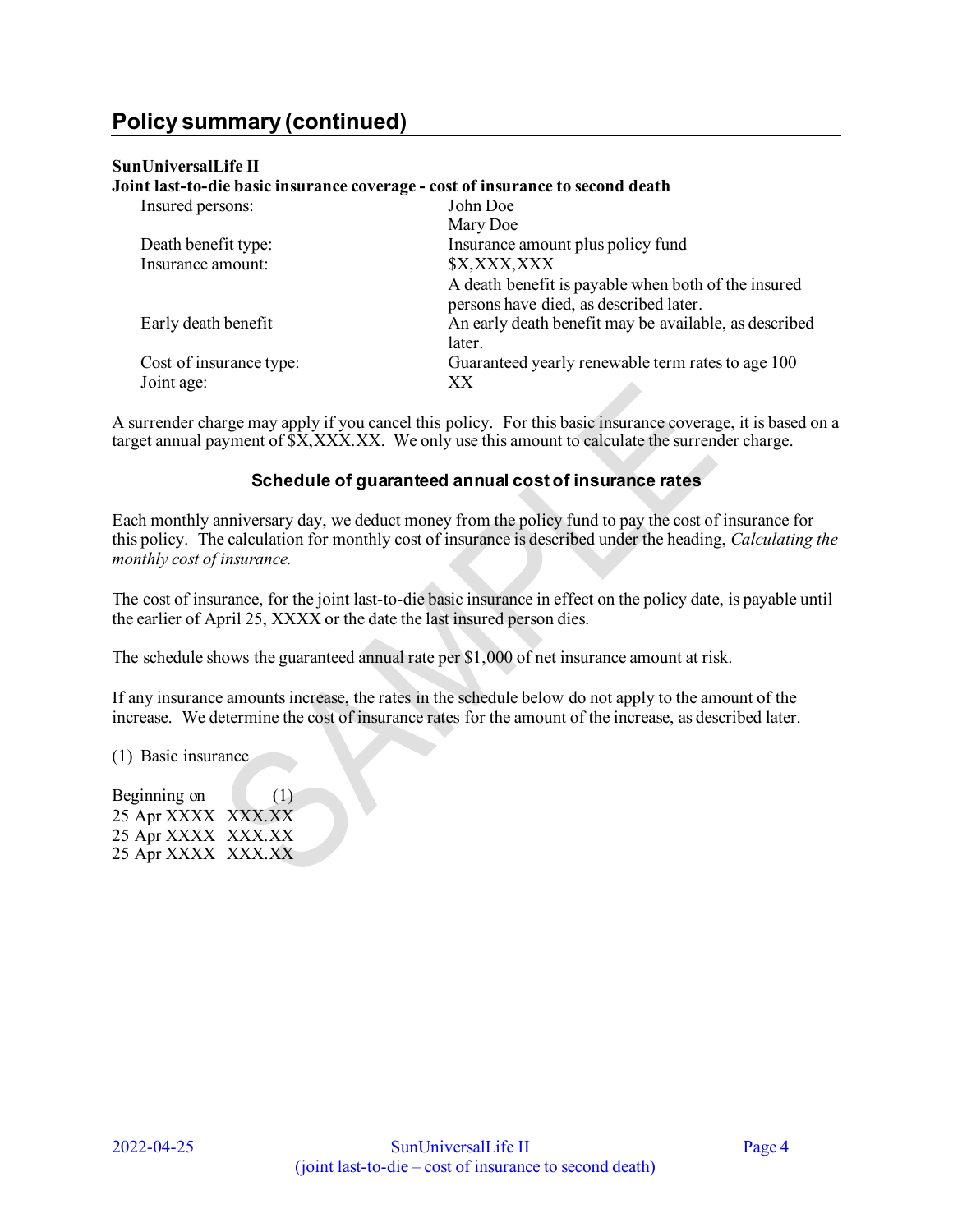## Policy summary (continued)

**SunUniversalLife II**
**Joint last-to-die basic insurance coverage - cost of insurance to second death**

| | |
|---|---|
| Insured persons: | John Doe<br>Mary Doe |
| Death benefit type: | Insurance amount plus policy fund |
| Insurance amount: | $X,XXX,XXX<br>A death benefit is payable when both of the insured persons have died, as described later. |
| Early death benefit | An early death benefit may be available, as described later. |
| Cost of insurance type: | Guaranteed yearly renewable term rates to age 100 |
| Joint age: | XX |

A surrender charge may apply if you cancel this policy. For this basic insurance coverage, it is based on a target annual payment of $X,XXX.XX. We only use this amount to calculate the surrender charge.

### Schedule of guaranteed annual cost of insurance rates

Each monthly anniversary day, we deduct money from the policy fund to pay the cost of insurance for this policy. The calculation for monthly cost of insurance is described under the heading, *Calculating the monthly cost of insurance.*

The cost of insurance, for the joint last-to-die basic insurance in effect on the policy date, is payable until the earlier of April 25, XXXX or the date the last insured person dies.

The schedule shows the guaranteed annual rate per $1,000 of net insurance amount at risk.

If any insurance amounts increase, the rates in the schedule below do not apply to the amount of the increase. We determine the cost of insurance rates for the amount of the increase, as described later.

(1) Basic insurance

| Beginning on | (1) |
|---|---|
| 25 Apr XXXX | XXX.XX |
| 25 Apr XXXX | XXX.XX |
| 25 Apr XXXX | XXX.XX |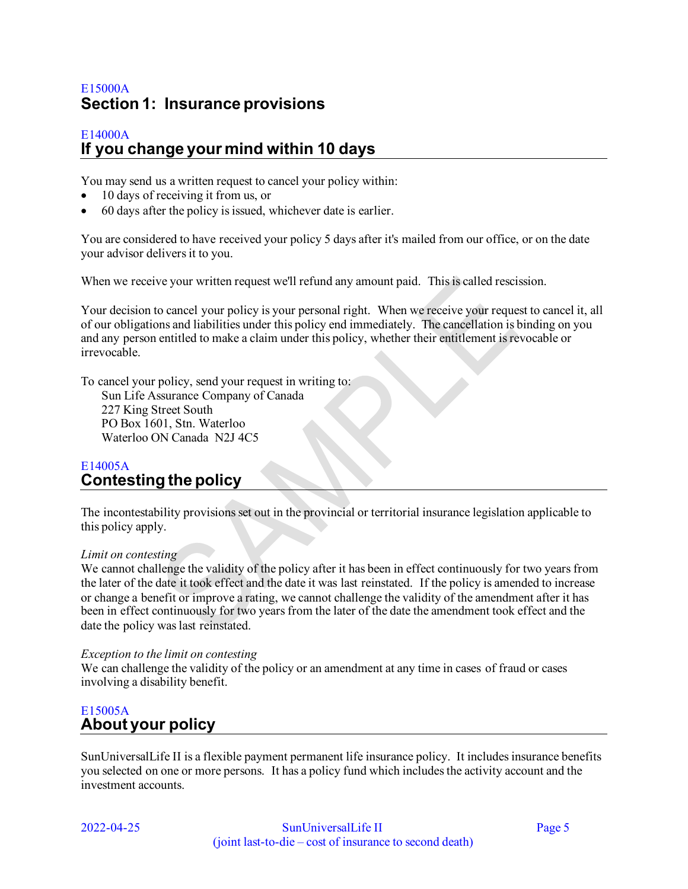E15000A

# Section 1: Insurance provisions

E14000A

## If you change your mind within 10 days

You may send us a written request to cancel your policy within:

- 10 days of receiving it from us, or
- 60 days after the policy is issued, whichever date is earlier.

You are considered to have received your policy 5 days after it's mailed from our office, or on the date your advisor delivers it to you.

When we receive your written request we'll refund any amount paid. This is called rescission.

Your decision to cancel your policy is your personal right. When we receive your request to cancel it, all of our obligations and liabilities under this policy end immediately. The cancellation is binding on you and any person entitled to make a claim under this policy, whether their entitlement is revocable or irrevocable.

To cancel your policy, send your request in writing to:

Sun Life Assurance Company of Canada
227 King Street South
PO Box 1601, Stn. Waterloo
Waterloo ON Canada N2J 4C5

E14005A

## Contesting the policy

The incontestability provisions set out in the provincial or territorial insurance legislation applicable to this policy apply.

*Limit on contesting*

We cannot challenge the validity of the policy after it has been in effect continuously for two years from the later of the date it took effect and the date it was last reinstated. If the policy is amended to increase or change a benefit or improve a rating, we cannot challenge the validity of the amendment after it has been in effect continuously for two years from the later of the date the amendment took effect and the date the policy was last reinstated.

*Exception to the limit on contesting*

We can challenge the validity of the policy or an amendment at any time in cases of fraud or cases involving a disability benefit.

E15005A

## About your policy

SunUniversalLife II is a flexible payment permanent life insurance policy. It includes insurance benefits you selected on one or more persons. It has a policy fund which includes the activity account and the investment accounts.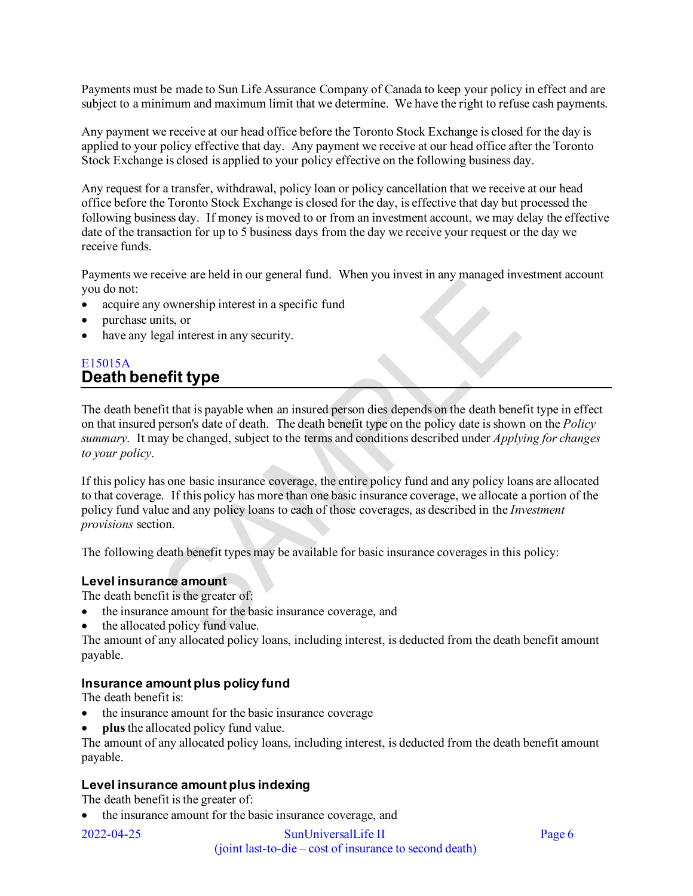Payments must be made to Sun Life Assurance Company of Canada to keep your policy in effect and are subject to a minimum and maximum limit that we determine. We have the right to refuse cash payments.

Any payment we receive at our head office before the Toronto Stock Exchange is closed for the day is applied to your policy effective that day. Any payment we receive at our head office after the Toronto Stock Exchange is closed is applied to your policy effective on the following business day.

Any request for a transfer, withdrawal, policy loan or policy cancellation that we receive at our head office before the Toronto Stock Exchange is closed for the day, is effective that day but processed the following business day. If money is moved to or from an investment account, we may delay the effective date of the transaction for up to 5 business days from the day we receive your request or the day we receive funds.

Payments we receive are held in our general fund. When you invest in any managed investment account you do not:

- acquire any ownership interest in a specific fund
- purchase units, or
- have any legal interest in any security.

E15015A

## Death benefit type

The death benefit that is payable when an insured person dies depends on the death benefit type in effect on that insured person's date of death. The death benefit type on the policy date is shown on the *Policy summary*. It may be changed, subject to the terms and conditions described under *Applying for changes to your policy*.

If this policy has one basic insurance coverage, the entire policy fund and any policy loans are allocated to that coverage. If this policy has more than one basic insurance coverage, we allocate a portion of the policy fund value and any policy loans to each of those coverages, as described in the *Investment provisions* section.

The following death benefit types may be available for basic insurance coverages in this policy:

### Level insurance amount

The death benefit is the greater of:

- the insurance amount for the basic insurance coverage, and
- the allocated policy fund value.

The amount of any allocated policy loans, including interest, is deducted from the death benefit amount payable.

### Insurance amount plus policy fund

The death benefit is:

- the insurance amount for the basic insurance coverage
- **plus** the allocated policy fund value.

The amount of any allocated policy loans, including interest, is deducted from the death benefit amount payable.

### Level insurance amount plus indexing

The death benefit is the greater of:

- the insurance amount for the basic insurance coverage, and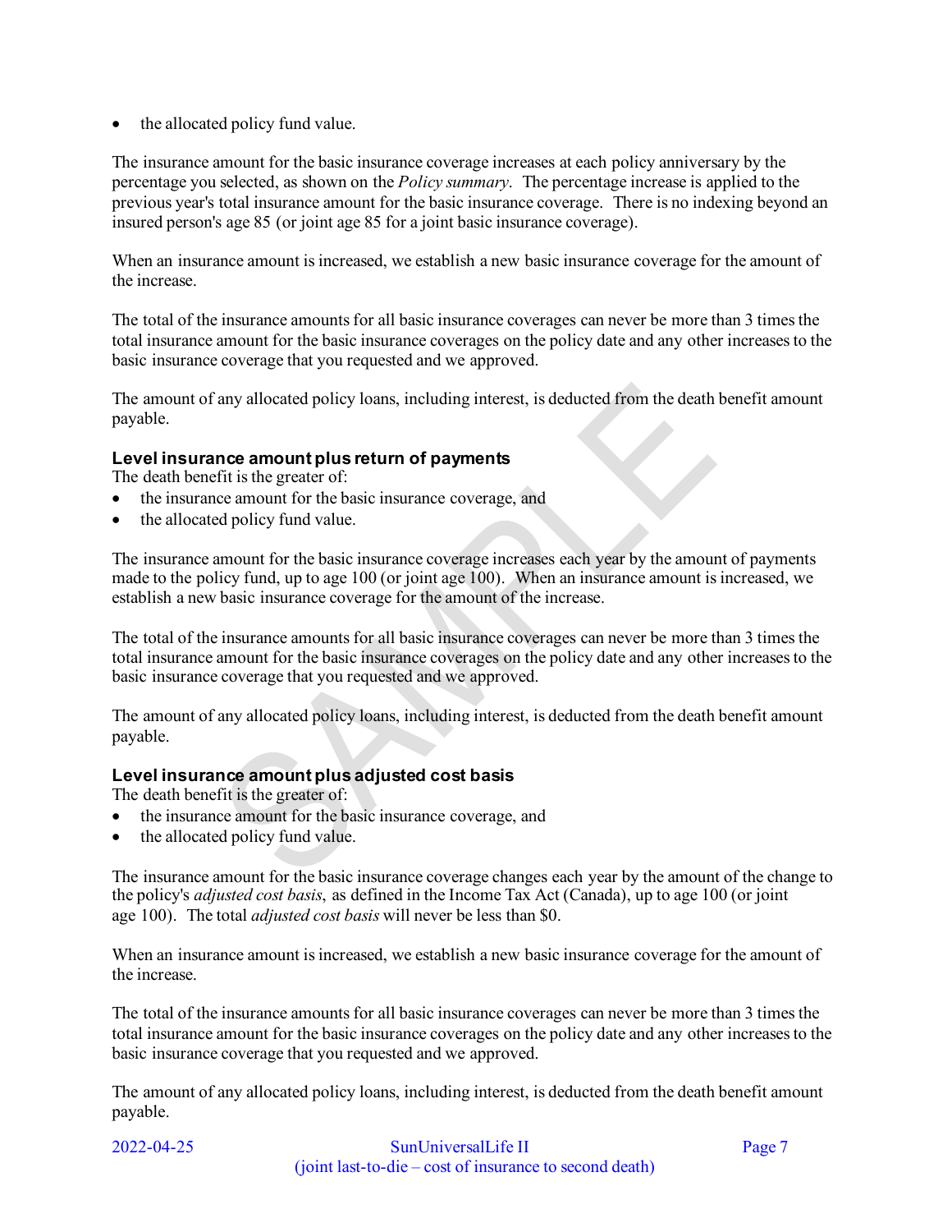- the allocated policy fund value.

The insurance amount for the basic insurance coverage increases at each policy anniversary by the percentage you selected, as shown on the *Policy summary*. The percentage increase is applied to the previous year's total insurance amount for the basic insurance coverage. There is no indexing beyond an insured person's age 85 (or joint age 85 for a joint basic insurance coverage).

When an insurance amount is increased, we establish a new basic insurance coverage for the amount of the increase.

The total of the insurance amounts for all basic insurance coverages can never be more than 3 times the total insurance amount for the basic insurance coverages on the policy date and any other increases to the basic insurance coverage that you requested and we approved.

The amount of any allocated policy loans, including interest, is deducted from the death benefit amount payable.

### Level insurance amount plus return of payments

The death benefit is the greater of:

- the insurance amount for the basic insurance coverage, and
- the allocated policy fund value.

The insurance amount for the basic insurance coverage increases each year by the amount of payments made to the policy fund, up to age 100 (or joint age 100). When an insurance amount is increased, we establish a new basic insurance coverage for the amount of the increase.

The total of the insurance amounts for all basic insurance coverages can never be more than 3 times the total insurance amount for the basic insurance coverages on the policy date and any other increases to the basic insurance coverage that you requested and we approved.

The amount of any allocated policy loans, including interest, is deducted from the death benefit amount payable.

### Level insurance amount plus adjusted cost basis

The death benefit is the greater of:

- the insurance amount for the basic insurance coverage, and
- the allocated policy fund value.

The insurance amount for the basic insurance coverage changes each year by the amount of the change to the policy's *adjusted cost basis*, as defined in the Income Tax Act (Canada), up to age 100 (or joint age 100). The total *adjusted cost basis* will never be less than $0.

When an insurance amount is increased, we establish a new basic insurance coverage for the amount of the increase.

The total of the insurance amounts for all basic insurance coverages can never be more than 3 times the total insurance amount for the basic insurance coverages on the policy date and any other increases to the basic insurance coverage that you requested and we approved.

The amount of any allocated policy loans, including interest, is deducted from the death benefit amount payable.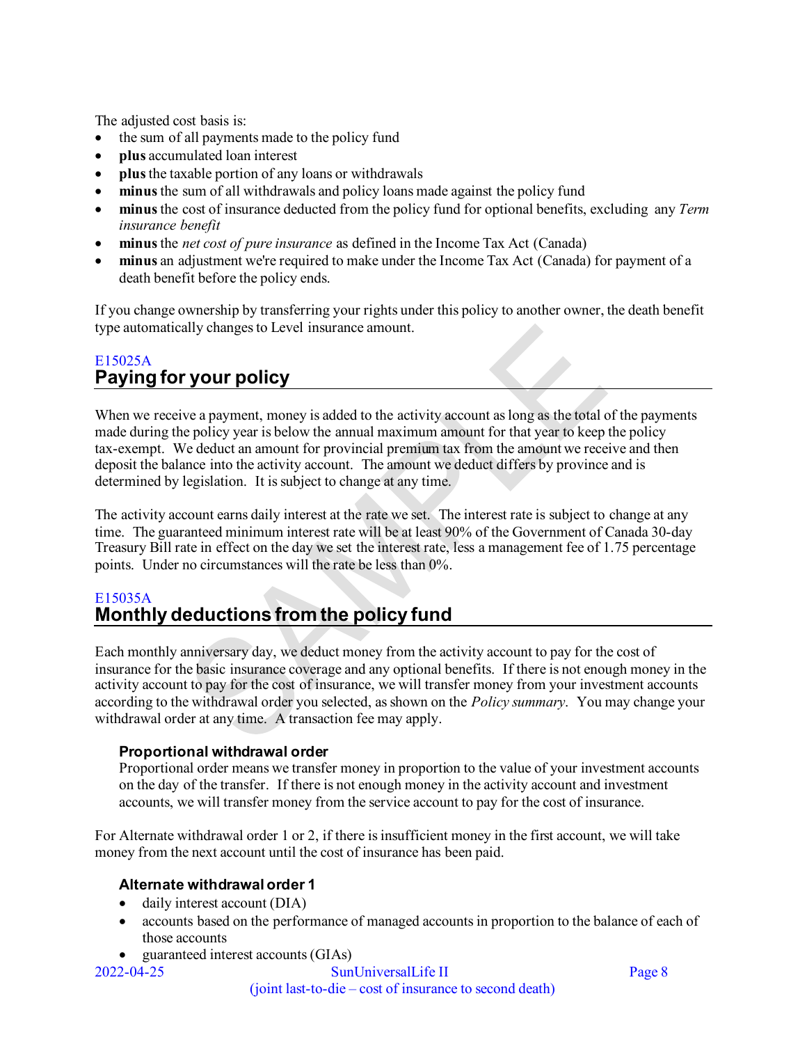The adjusted cost basis is:

- the sum of all payments made to the policy fund
- **plus** accumulated loan interest
- **plus** the taxable portion of any loans or withdrawals
- **minus** the sum of all withdrawals and policy loans made against the policy fund
- **minus** the cost of insurance deducted from the policy fund for optional benefits, excluding any *Term insurance benefit*
- **minus** the *net cost of pure insurance* as defined in the Income Tax Act (Canada)
- **minus** an adjustment we're required to make under the Income Tax Act (Canada) for payment of a death benefit before the policy ends.

If you change ownership by transferring your rights under this policy to another owner, the death benefit type automatically changes to Level insurance amount.

E15025A

## Paying for your policy

When we receive a payment, money is added to the activity account as long as the total of the payments made during the policy year is below the annual maximum amount for that year to keep the policy tax-exempt. We deduct an amount for provincial premium tax from the amount we receive and then deposit the balance into the activity account. The amount we deduct differs by province and is determined by legislation. It is subject to change at any time.

The activity account earns daily interest at the rate we set. The interest rate is subject to change at any time. The guaranteed minimum interest rate will be at least 90% of the Government of Canada 30-day Treasury Bill rate in effect on the day we set the interest rate, less a management fee of 1.75 percentage points. Under no circumstances will the rate be less than 0%.

E15035A

## Monthly deductions from the policy fund

Each monthly anniversary day, we deduct money from the activity account to pay for the cost of insurance for the basic insurance coverage and any optional benefits. If there is not enough money in the activity account to pay for the cost of insurance, we will transfer money from your investment accounts according to the withdrawal order you selected, as shown on the *Policy summary*. You may change your withdrawal order at any time. A transaction fee may apply.

### Proportional withdrawal order

Proportional order means we transfer money in proportion to the value of your investment accounts on the day of the transfer. If there is not enough money in the activity account and investment accounts, we will transfer money from the service account to pay for the cost of insurance.

For Alternate withdrawal order 1 or 2, if there is insufficient money in the first account, we will take money from the next account until the cost of insurance has been paid.

### Alternate withdrawal order 1

- daily interest account (DIA)
- accounts based on the performance of managed accounts in proportion to the balance of each of those accounts
- guaranteed interest accounts (GIAs)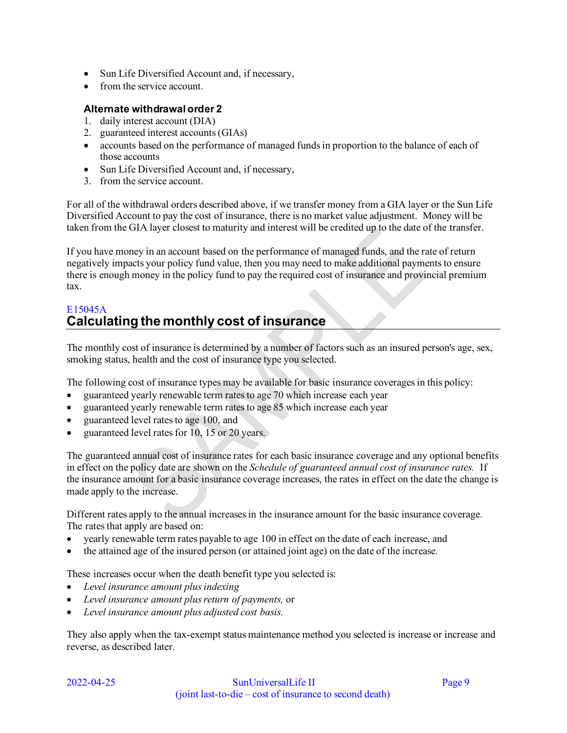- Sun Life Diversified Account and, if necessary,
- from the service account.

**Alternate withdrawal order 2**

1. daily interest account (DIA)
2. guaranteed interest accounts (GIAs)
   - accounts based on the performance of managed funds in proportion to the balance of each of those accounts
   - Sun Life Diversified Account and, if necessary,
3. from the service account.

For all of the withdrawal orders described above, if we transfer money from a GIA layer or the Sun Life Diversified Account to pay the cost of insurance, there is no market value adjustment. Money will be taken from the GIA layer closest to maturity and interest will be credited up to the date of the transfer.

If you have money in an account based on the performance of managed funds, and the rate of return negatively impacts your policy fund value, then you may need to make additional payments to ensure there is enough money in the policy fund to pay the required cost of insurance and provincial premium tax.

E15045A

## Calculating the monthly cost of insurance

The monthly cost of insurance is determined by a number of factors such as an insured person's age, sex, smoking status, health and the cost of insurance type you selected.

The following cost of insurance types may be available for basic insurance coverages in this policy:

- guaranteed yearly renewable term rates to age 70 which increase each year
- guaranteed yearly renewable term rates to age 85 which increase each year
- guaranteed level rates to age 100, and
- guaranteed level rates for 10, 15 or 20 years.

The guaranteed annual cost of insurance rates for each basic insurance coverage and any optional benefits in effect on the policy date are shown on the *Schedule of guaranteed annual cost of insurance rates.* If the insurance amount for a basic insurance coverage increases, the rates in effect on the date the change is made apply to the increase.

Different rates apply to the annual increases in the insurance amount for the basic insurance coverage. The rates that apply are based on:

- yearly renewable term rates payable to age 100 in effect on the date of each increase, and
- the attained age of the insured person (or attained joint age) on the date of the increase.

These increases occur when the death benefit type you selected is:

- *Level insurance amount plus indexing*
- *Level insurance amount plus return of payments,* or
- *Level insurance amount plus adjusted cost basis.*

They also apply when the tax-exempt status maintenance method you selected is increase or increase and reverse, as described later.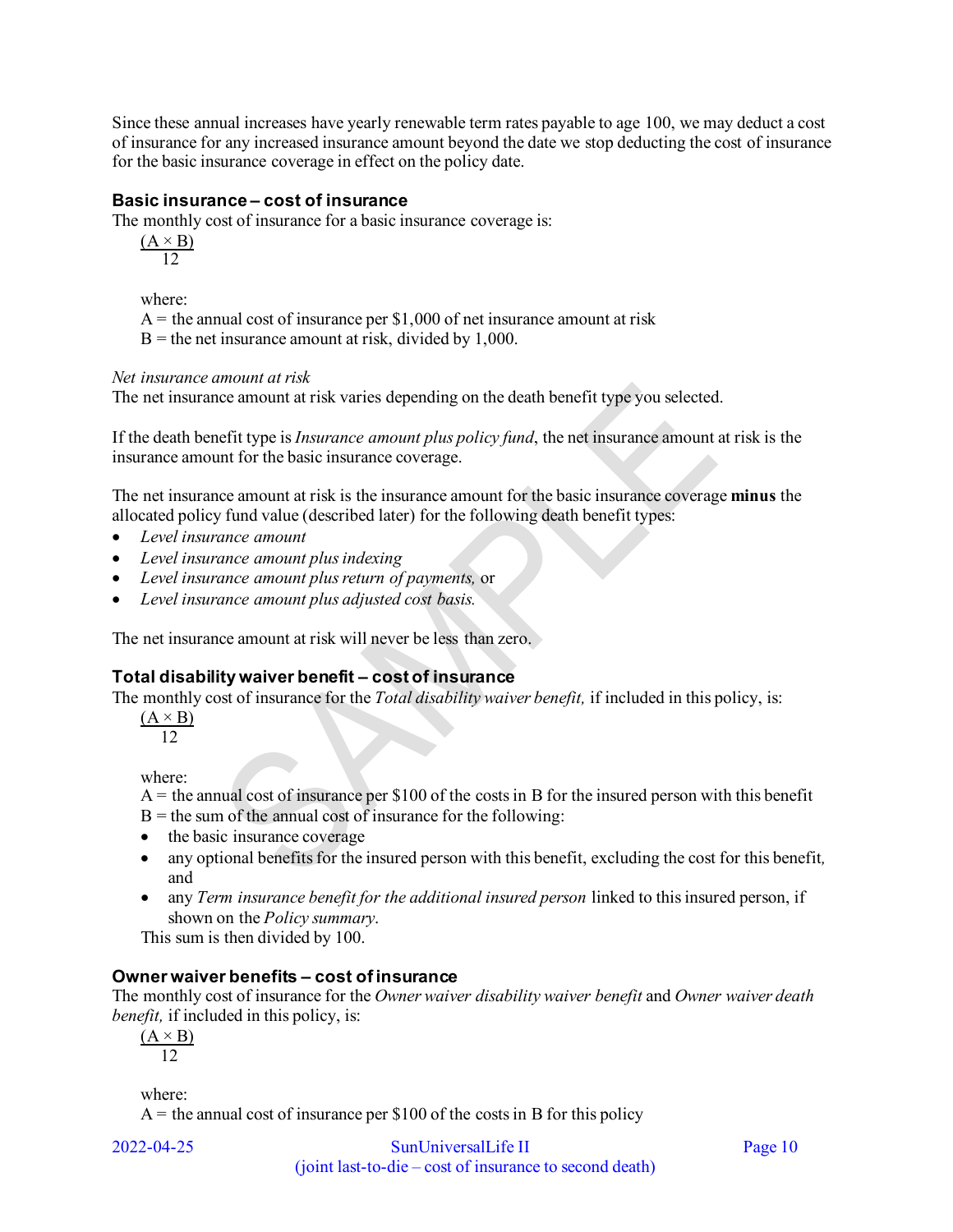Since these annual increases have yearly renewable term rates payable to age 100, we may deduct a cost of insurance for any increased insurance amount beyond the date we stop deducting the cost of insurance for the basic insurance coverage in effect on the policy date.

### Basic insurance – cost of insurance

The monthly cost of insurance for a basic insurance coverage is:

$$\frac{(A \times B)}{12}$$

where:
A = the annual cost of insurance per $1,000 of net insurance amount at risk
B = the net insurance amount at risk, divided by 1,000.

*Net insurance amount at risk*

The net insurance amount at risk varies depending on the death benefit type you selected.

If the death benefit type is *Insurance amount plus policy fund*, the net insurance amount at risk is the insurance amount for the basic insurance coverage.

The net insurance amount at risk is the insurance amount for the basic insurance coverage **minus** the allocated policy fund value (described later) for the following death benefit types:

- *Level insurance amount*
- *Level insurance amount plus indexing*
- *Level insurance amount plus return of payments,* or
- *Level insurance amount plus adjusted cost basis.*

The net insurance amount at risk will never be less than zero.

### Total disability waiver benefit – cost of insurance

The monthly cost of insurance for the *Total disability waiver benefit,* if included in this policy, is:

$$\frac{(A \times B)}{12}$$

where:
A = the annual cost of insurance per $100 of the costs in B for the insured person with this benefit
B = the sum of the annual cost of insurance for the following:

- the basic insurance coverage
- any optional benefits for the insured person with this benefit, excluding the cost for this benefit, and
- any *Term insurance benefit for the additional insured person* linked to this insured person, if shown on the *Policy summary*.

This sum is then divided by 100.

### Owner waiver benefits – cost of insurance

The monthly cost of insurance for the *Owner waiver disability waiver benefit* and *Owner waiver death benefit,* if included in this policy, is:

$$\frac{(A \times B)}{12}$$

where:
A = the annual cost of insurance per $100 of the costs in B for this policy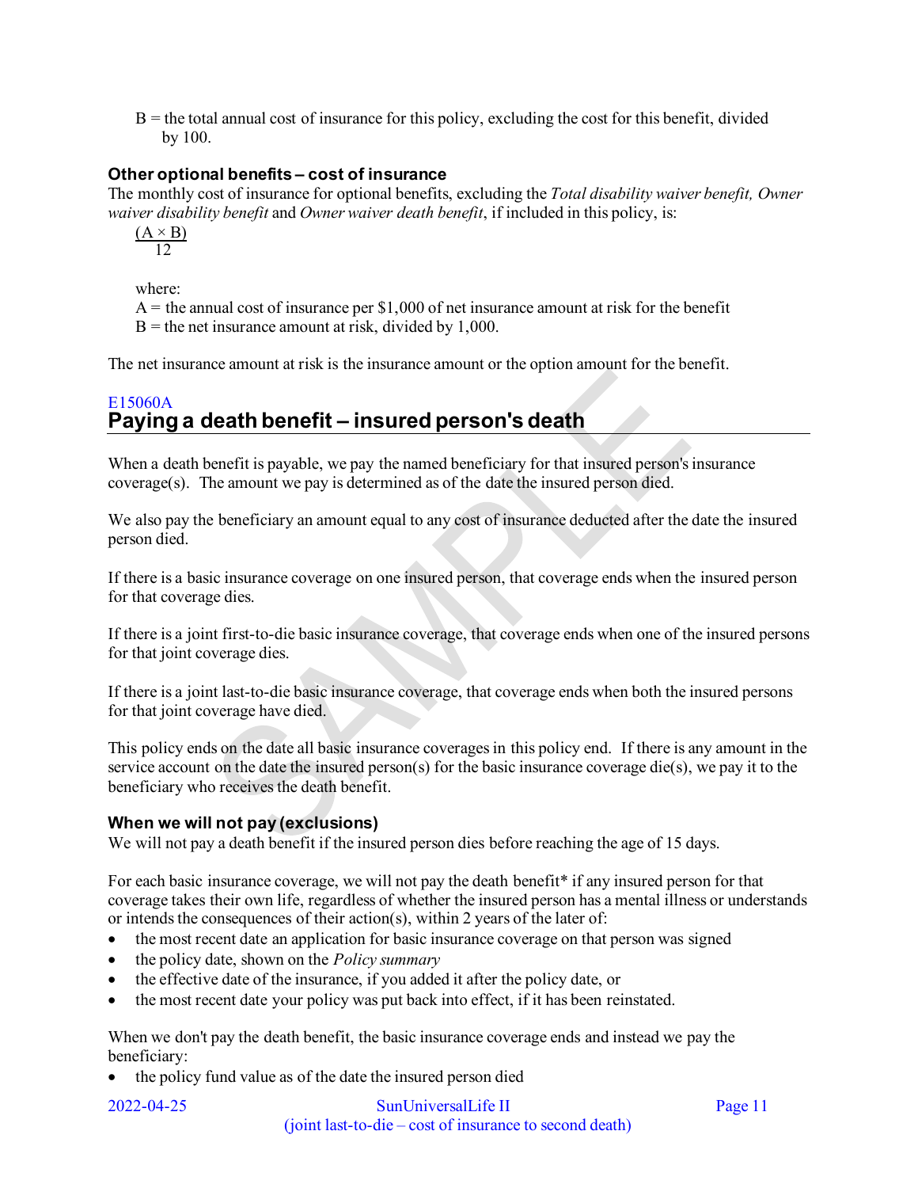B = the total annual cost of insurance for this policy, excluding the cost for this benefit, divided by 100.

### Other optional benefits – cost of insurance

The monthly cost of insurance for optional benefits, excluding the *Total disability waiver benefit, Owner waiver disability benefit* and *Owner waiver death benefit*, if included in this policy, is:

$$\frac{(A \times B)}{12}$$

where:
A = the annual cost of insurance per $1,000 of net insurance amount at risk for the benefit
B = the net insurance amount at risk, divided by 1,000.

The net insurance amount at risk is the insurance amount or the option amount for the benefit.

E15060A

## Paying a death benefit – insured person's death

When a death benefit is payable, we pay the named beneficiary for that insured person's insurance coverage(s). The amount we pay is determined as of the date the insured person died.

We also pay the beneficiary an amount equal to any cost of insurance deducted after the date the insured person died.

If there is a basic insurance coverage on one insured person, that coverage ends when the insured person for that coverage dies.

If there is a joint first-to-die basic insurance coverage, that coverage ends when one of the insured persons for that joint coverage dies.

If there is a joint last-to-die basic insurance coverage, that coverage ends when both the insured persons for that joint coverage have died.

This policy ends on the date all basic insurance coverages in this policy end. If there is any amount in the service account on the date the insured person(s) for the basic insurance coverage die(s), we pay it to the beneficiary who receives the death benefit.

### When we will not pay (exclusions)

We will not pay a death benefit if the insured person dies before reaching the age of 15 days.

For each basic insurance coverage, we will not pay the death benefit* if any insured person for that coverage takes their own life, regardless of whether the insured person has a mental illness or understands or intends the consequences of their action(s), within 2 years of the later of:

- the most recent date an application for basic insurance coverage on that person was signed
- the policy date, shown on the *Policy summary*
- the effective date of the insurance, if you added it after the policy date, or
- the most recent date your policy was put back into effect, if it has been reinstated.

When we don't pay the death benefit, the basic insurance coverage ends and instead we pay the beneficiary:

- the policy fund value as of the date the insured person died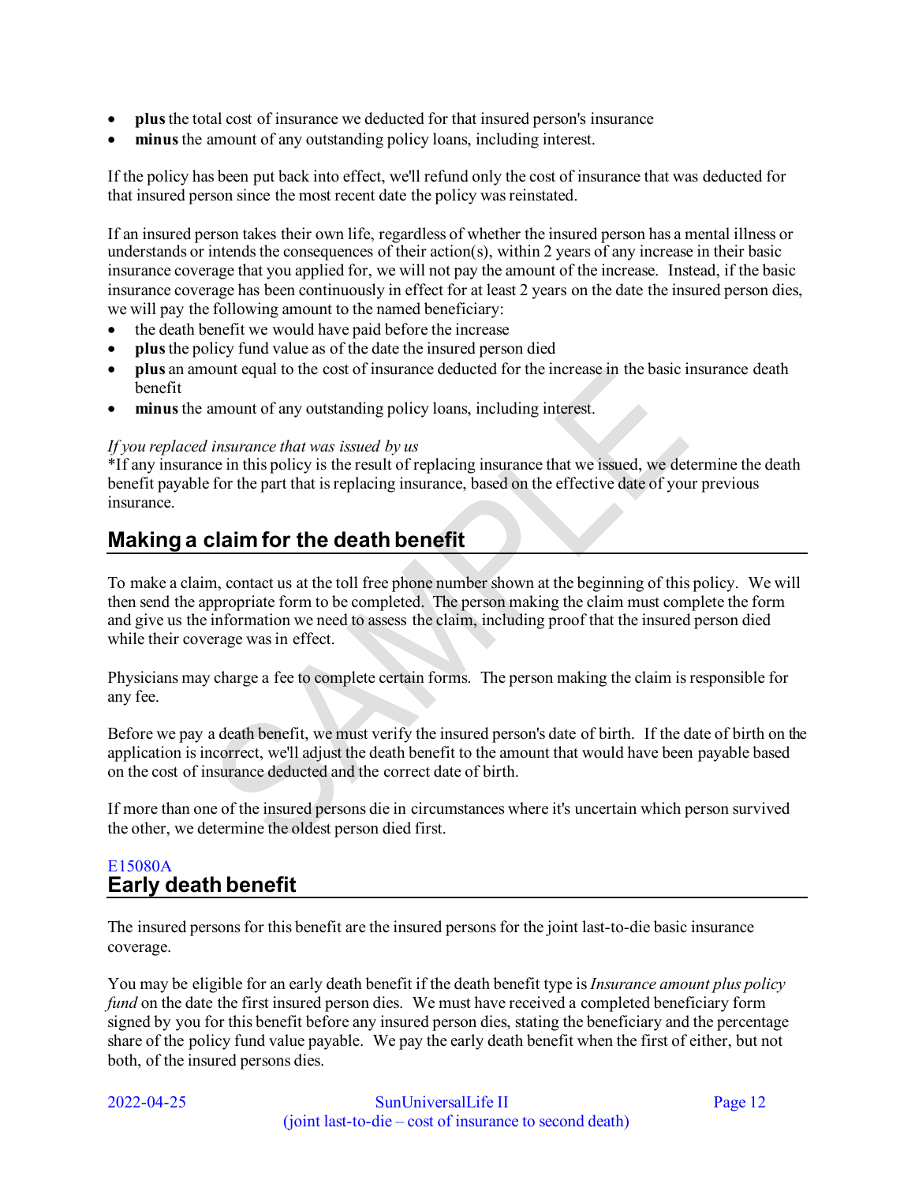- **plus** the total cost of insurance we deducted for that insured person's insurance
- **minus** the amount of any outstanding policy loans, including interest.

If the policy has been put back into effect, we'll refund only the cost of insurance that was deducted for that insured person since the most recent date the policy was reinstated.

If an insured person takes their own life, regardless of whether the insured person has a mental illness or understands or intends the consequences of their action(s), within 2 years of any increase in their basic insurance coverage that you applied for, we will not pay the amount of the increase. Instead, if the basic insurance coverage has been continuously in effect for at least 2 years on the date the insured person dies, we will pay the following amount to the named beneficiary:

- the death benefit we would have paid before the increase
- **plus** the policy fund value as of the date the insured person died
- **plus** an amount equal to the cost of insurance deducted for the increase in the basic insurance death benefit
- **minus** the amount of any outstanding policy loans, including interest.

*If you replaced insurance that was issued by us*

*If any insurance in this policy is the result of replacing insurance that we issued, we determine the death benefit payable for the part that is replacing insurance, based on the effective date of your previous insurance.

## Making a claim for the death benefit

To make a claim, contact us at the toll free phone number shown at the beginning of this policy. We will then send the appropriate form to be completed. The person making the claim must complete the form and give us the information we need to assess the claim, including proof that the insured person died while their coverage was in effect.

Physicians may charge a fee to complete certain forms. The person making the claim is responsible for any fee.

Before we pay a death benefit, we must verify the insured person's date of birth. If the date of birth on the application is incorrect, we'll adjust the death benefit to the amount that would have been payable based on the cost of insurance deducted and the correct date of birth.

If more than one of the insured persons die in circumstances where it's uncertain which person survived the other, we determine the oldest person died first.

E15080A

## Early death benefit

The insured persons for this benefit are the insured persons for the joint last-to-die basic insurance coverage.

You may be eligible for an early death benefit if the death benefit type is *Insurance amount plus policy fund* on the date the first insured person dies. We must have received a completed beneficiary form signed by you for this benefit before any insured person dies, stating the beneficiary and the percentage share of the policy fund value payable. We pay the early death benefit when the first of either, but not both, of the insured persons dies.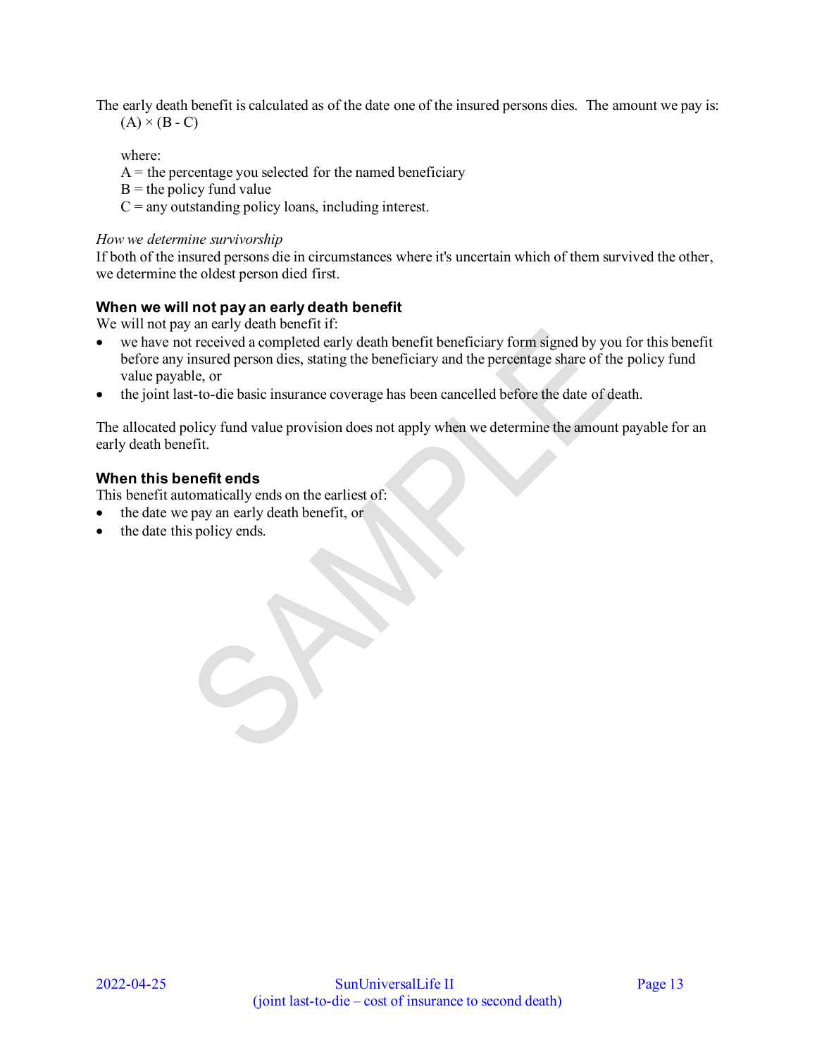The early death benefit is calculated as of the date one of the insured persons dies. The amount we pay is:

$(A) \times (B - C)$

where:

A = the percentage you selected for the named beneficiary
B = the policy fund value
C = any outstanding policy loans, including interest.

*How we determine survivorship*

If both of the insured persons die in circumstances where it's uncertain which of them survived the other, we determine the oldest person died first.

### When we will not pay an early death benefit

We will not pay an early death benefit if:

- we have not received a completed early death benefit beneficiary form signed by you for this benefit before any insured person dies, stating the beneficiary and the percentage share of the policy fund value payable, or
- the joint last-to-die basic insurance coverage has been cancelled before the date of death.

The allocated policy fund value provision does not apply when we determine the amount payable for an early death benefit.

### When this benefit ends

This benefit automatically ends on the earliest of:

- the date we pay an early death benefit, or
- the date this policy ends.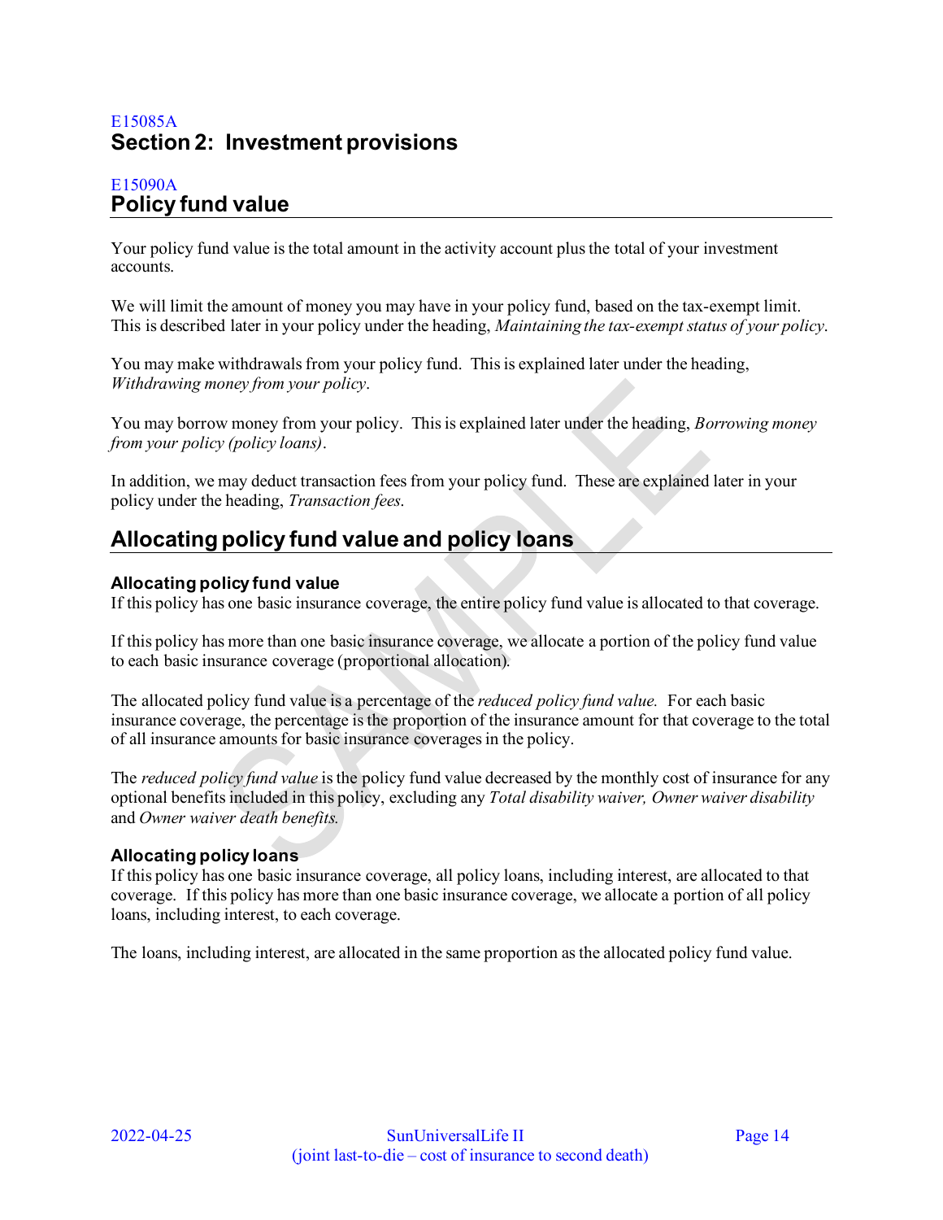E15085A

# Section 2: Investment provisions

E15090A

## Policy fund value

Your policy fund value is the total amount in the activity account plus the total of your investment accounts.

We will limit the amount of money you may have in your policy fund, based on the tax-exempt limit. This is described later in your policy under the heading, *Maintaining the tax-exempt status of your policy*.

You may make withdrawals from your policy fund. This is explained later under the heading, *Withdrawing money from your policy*.

You may borrow money from your policy. This is explained later under the heading, *Borrowing money from your policy (policy loans)*.

In addition, we may deduct transaction fees from your policy fund. These are explained later in your policy under the heading, *Transaction fees*.

## Allocating policy fund value and policy loans

### Allocating policy fund value

If this policy has one basic insurance coverage, the entire policy fund value is allocated to that coverage.

If this policy has more than one basic insurance coverage, we allocate a portion of the policy fund value to each basic insurance coverage (proportional allocation).

The allocated policy fund value is a percentage of the *reduced policy fund value.* For each basic insurance coverage, the percentage is the proportion of the insurance amount for that coverage to the total of all insurance amounts for basic insurance coverages in the policy.

The *reduced policy fund value* is the policy fund value decreased by the monthly cost of insurance for any optional benefits included in this policy, excluding any *Total disability waiver, Owner waiver disability* and *Owner waiver death benefits.*

### Allocating policy loans

If this policy has one basic insurance coverage, all policy loans, including interest, are allocated to that coverage. If this policy has more than one basic insurance coverage, we allocate a portion of all policy loans, including interest, to each coverage.

The loans, including interest, are allocated in the same proportion as the allocated policy fund value.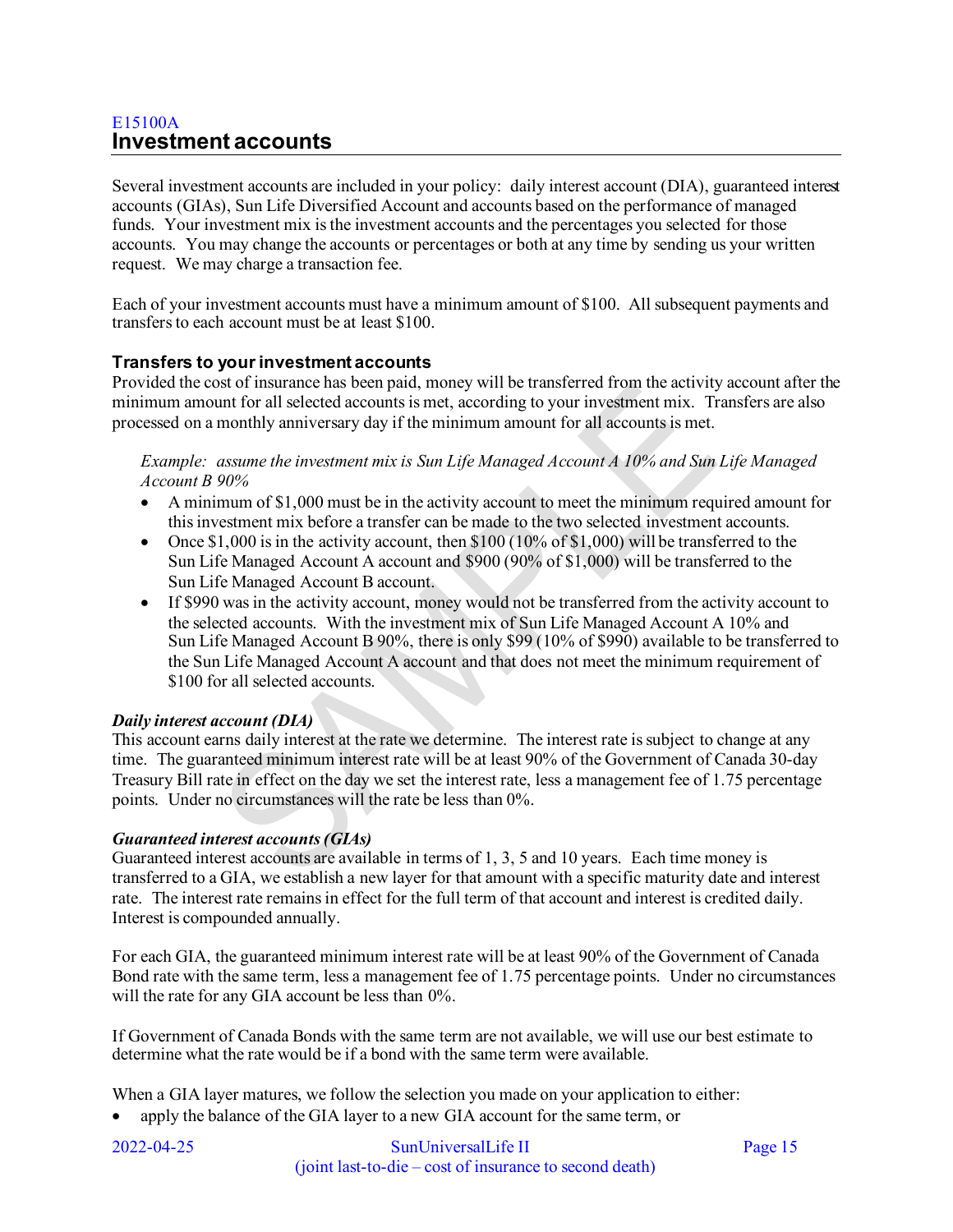E15100A

## Investment accounts

Several investment accounts are included in your policy: daily interest account (DIA), guaranteed interest accounts (GIAs), Sun Life Diversified Account and accounts based on the performance of managed funds. Your investment mix is the investment accounts and the percentages you selected for those accounts. You may change the accounts or percentages or both at any time by sending us your written request. We may charge a transaction fee.

Each of your investment accounts must have a minimum amount of $100. All subsequent payments and transfers to each account must be at least $100.

### Transfers to your investment accounts

Provided the cost of insurance has been paid, money will be transferred from the activity account after the minimum amount for all selected accounts is met, according to your investment mix. Transfers are also processed on a monthly anniversary day if the minimum amount for all accounts is met.

*Example: assume the investment mix is Sun Life Managed Account A 10% and Sun Life Managed Account B 90%*

- A minimum of $1,000 must be in the activity account to meet the minimum required amount for this investment mix before a transfer can be made to the two selected investment accounts.
- Once $1,000 is in the activity account, then $100 (10% of $1,000) will be transferred to the Sun Life Managed Account A account and $900 (90% of $1,000) will be transferred to the Sun Life Managed Account B account.
- If $990 was in the activity account, money would not be transferred from the activity account to the selected accounts. With the investment mix of Sun Life Managed Account A 10% and Sun Life Managed Account B 90%, there is only $99 (10% of $990) available to be transferred to the Sun Life Managed Account A account and that does not meet the minimum requirement of $100 for all selected accounts.

***Daily interest account (DIA)***

This account earns daily interest at the rate we determine. The interest rate is subject to change at any time. The guaranteed minimum interest rate will be at least 90% of the Government of Canada 30-day Treasury Bill rate in effect on the day we set the interest rate, less a management fee of 1.75 percentage points. Under no circumstances will the rate be less than 0%.

***Guaranteed interest accounts (GIAs)***

Guaranteed interest accounts are available in terms of 1, 3, 5 and 10 years. Each time money is transferred to a GIA, we establish a new layer for that amount with a specific maturity date and interest rate. The interest rate remains in effect for the full term of that account and interest is credited daily. Interest is compounded annually.

For each GIA, the guaranteed minimum interest rate will be at least 90% of the Government of Canada Bond rate with the same term, less a management fee of 1.75 percentage points. Under no circumstances will the rate for any GIA account be less than 0%.

If Government of Canada Bonds with the same term are not available, we will use our best estimate to determine what the rate would be if a bond with the same term were available.

When a GIA layer matures, we follow the selection you made on your application to either:

- apply the balance of the GIA layer to a new GIA account for the same term, or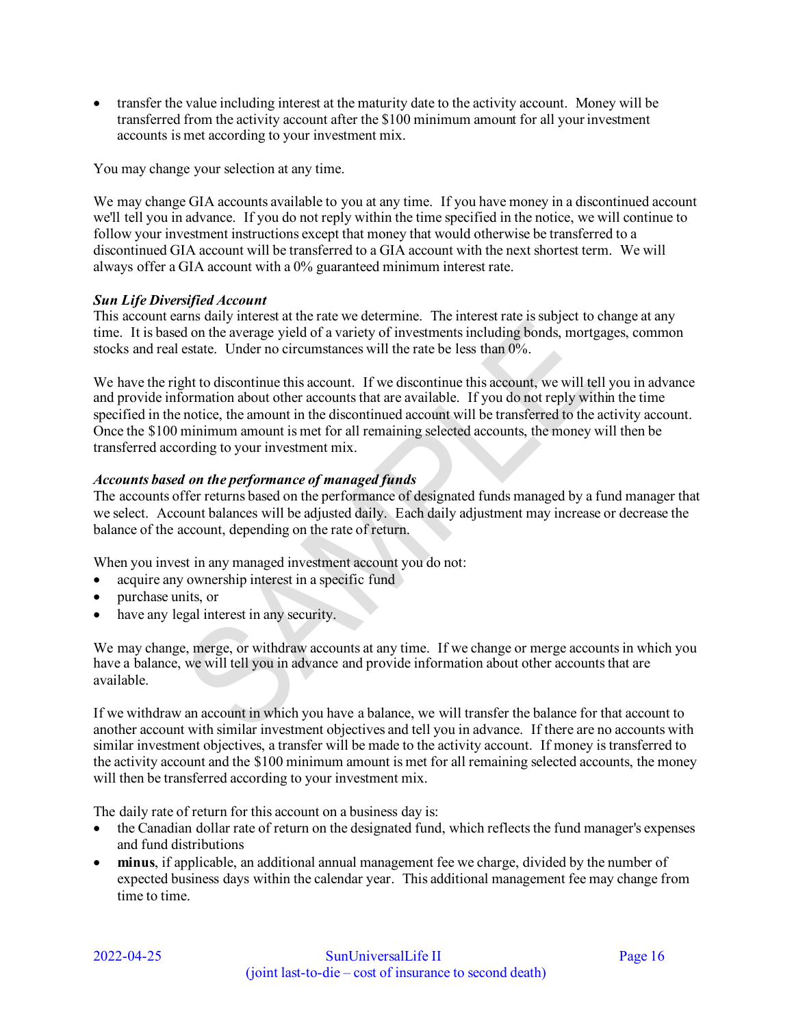- transfer the value including interest at the maturity date to the activity account. Money will be transferred from the activity account after the $100 minimum amount for all your investment accounts is met according to your investment mix.

You may change your selection at any time.

We may change GIA accounts available to you at any time. If you have money in a discontinued account we'll tell you in advance. If you do not reply within the time specified in the notice, we will continue to follow your investment instructions except that money that would otherwise be transferred to a discontinued GIA account will be transferred to a GIA account with the next shortest term. We will always offer a GIA account with a 0% guaranteed minimum interest rate.

***Sun Life Diversified Account***

This account earns daily interest at the rate we determine. The interest rate is subject to change at any time. It is based on the average yield of a variety of investments including bonds, mortgages, common stocks and real estate. Under no circumstances will the rate be less than 0%.

We have the right to discontinue this account. If we discontinue this account, we will tell you in advance and provide information about other accounts that are available. If you do not reply within the time specified in the notice, the amount in the discontinued account will be transferred to the activity account. Once the $100 minimum amount is met for all remaining selected accounts, the money will then be transferred according to your investment mix.

***Accounts based on the performance of managed funds***

The accounts offer returns based on the performance of designated funds managed by a fund manager that we select. Account balances will be adjusted daily. Each daily adjustment may increase or decrease the balance of the account, depending on the rate of return.

When you invest in any managed investment account you do not:
- acquire any ownership interest in a specific fund
- purchase units, or
- have any legal interest in any security.

We may change, merge, or withdraw accounts at any time. If we change or merge accounts in which you have a balance, we will tell you in advance and provide information about other accounts that are available.

If we withdraw an account in which you have a balance, we will transfer the balance for that account to another account with similar investment objectives and tell you in advance. If there are no accounts with similar investment objectives, a transfer will be made to the activity account. If money is transferred to the activity account and the $100 minimum amount is met for all remaining selected accounts, the money will then be transferred according to your investment mix.

The daily rate of return for this account on a business day is:
- the Canadian dollar rate of return on the designated fund, which reflects the fund manager's expenses and fund distributions
- **minus**, if applicable, an additional annual management fee we charge, divided by the number of expected business days within the calendar year. This additional management fee may change from time to time.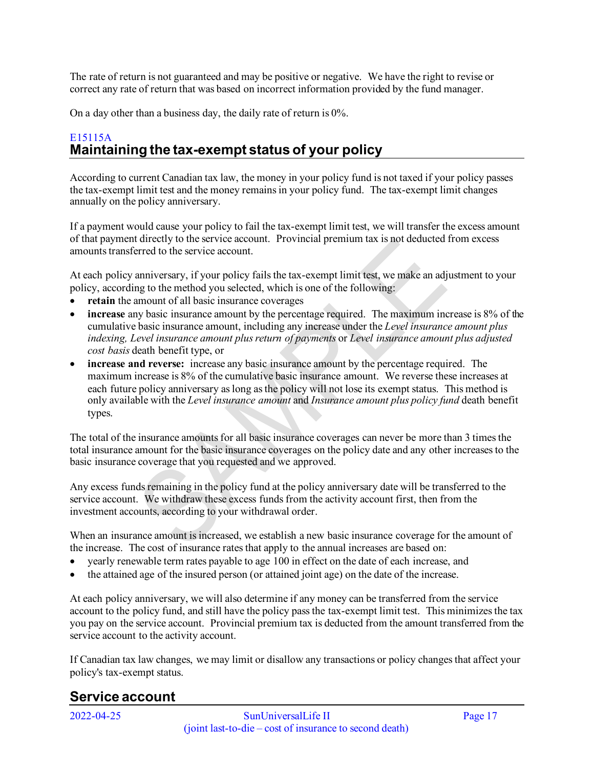The rate of return is not guaranteed and may be positive or negative. We have the right to revise or correct any rate of return that was based on incorrect information provided by the fund manager.

On a day other than a business day, the daily rate of return is 0%.

E15115A

## Maintaining the tax-exempt status of your policy

According to current Canadian tax law, the money in your policy fund is not taxed if your policy passes the tax-exempt limit test and the money remains in your policy fund. The tax-exempt limit changes annually on the policy anniversary.

If a payment would cause your policy to fail the tax-exempt limit test, we will transfer the excess amount of that payment directly to the service account. Provincial premium tax is not deducted from excess amounts transferred to the service account.

At each policy anniversary, if your policy fails the tax-exempt limit test, we make an adjustment to your policy, according to the method you selected, which is one of the following:

- **retain** the amount of all basic insurance coverages
- **increase** any basic insurance amount by the percentage required. The maximum increase is 8% of the cumulative basic insurance amount, including any increase under the *Level insurance amount plus indexing, Level insurance amount plus return of payments* or *Level insurance amount plus adjusted cost basis* death benefit type, or
- **increase and reverse:** increase any basic insurance amount by the percentage required. The maximum increase is 8% of the cumulative basic insurance amount. We reverse these increases at each future policy anniversary as long as the policy will not lose its exempt status. This method is only available with the *Level insurance amount* and *Insurance amount plus policy fund* death benefit types.

The total of the insurance amounts for all basic insurance coverages can never be more than 3 times the total insurance amount for the basic insurance coverages on the policy date and any other increases to the basic insurance coverage that you requested and we approved.

Any excess funds remaining in the policy fund at the policy anniversary date will be transferred to the service account. We withdraw these excess funds from the activity account first, then from the investment accounts, according to your withdrawal order.

When an insurance amount is increased, we establish a new basic insurance coverage for the amount of the increase. The cost of insurance rates that apply to the annual increases are based on:

- yearly renewable term rates payable to age 100 in effect on the date of each increase, and
- the attained age of the insured person (or attained joint age) on the date of the increase.

At each policy anniversary, we will also determine if any money can be transferred from the service account to the policy fund, and still have the policy pass the tax-exempt limit test. This minimizes the tax you pay on the service account. Provincial premium tax is deducted from the amount transferred from the service account to the activity account.

If Canadian tax law changes, we may limit or disallow any transactions or policy changes that affect your policy's tax-exempt status.

## Service account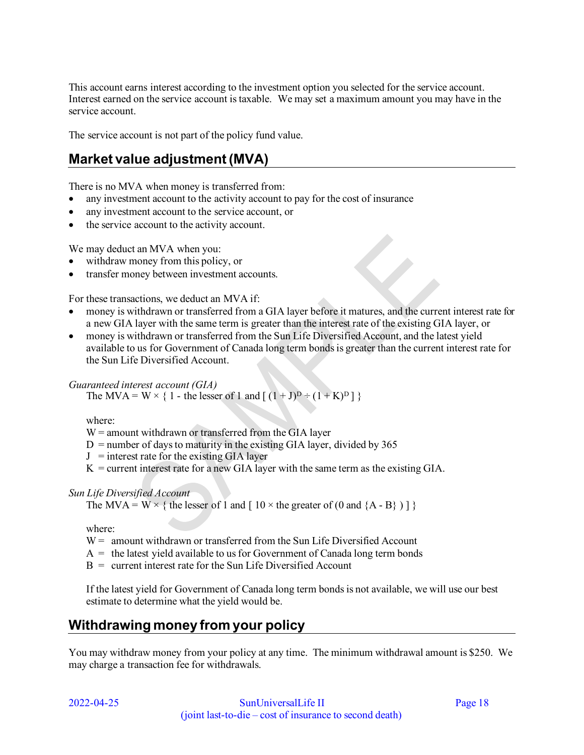This account earns interest according to the investment option you selected for the service account. Interest earned on the service account is taxable. We may set a maximum amount you may have in the service account.

The service account is not part of the policy fund value.

## Market value adjustment (MVA)

There is no MVA when money is transferred from:

- any investment account to the activity account to pay for the cost of insurance
- any investment account to the service account, or
- the service account to the activity account.

We may deduct an MVA when you:

- withdraw money from this policy, or
- transfer money between investment accounts.

For these transactions, we deduct an MVA if:

- money is withdrawn or transferred from a GIA layer before it matures, and the current interest rate for a new GIA layer with the same term is greater than the interest rate of the existing GIA layer, or
- money is withdrawn or transferred from the Sun Life Diversified Account, and the latest yield available to us for Government of Canada long term bonds is greater than the current interest rate for the Sun Life Diversified Account.

*Guaranteed interest account (GIA)*

The MVA = $W \times \{ 1 - \text{the lesser of } 1 \text{ and } [ (1 + J)^D \div (1 + K)^D ] \}$

where:

W = amount withdrawn or transferred from the GIA layer
D = number of days to maturity in the existing GIA layer, divided by 365
J = interest rate for the existing GIA layer
K = current interest rate for a new GIA layer with the same term as the existing GIA.

*Sun Life Diversified Account*

The MVA = $W \times \{ \text{the lesser of } 1 \text{ and } [ 10 \times \text{the greater of } (0 \text{ and } \{A - B\} ) ] \}$

where:

W = amount withdrawn or transferred from the Sun Life Diversified Account
A = the latest yield available to us for Government of Canada long term bonds
B = current interest rate for the Sun Life Diversified Account

If the latest yield for Government of Canada long term bonds is not available, we will use our best estimate to determine what the yield would be.

## Withdrawing money from your policy

You may withdraw money from your policy at any time. The minimum withdrawal amount is $250. We may charge a transaction fee for withdrawals.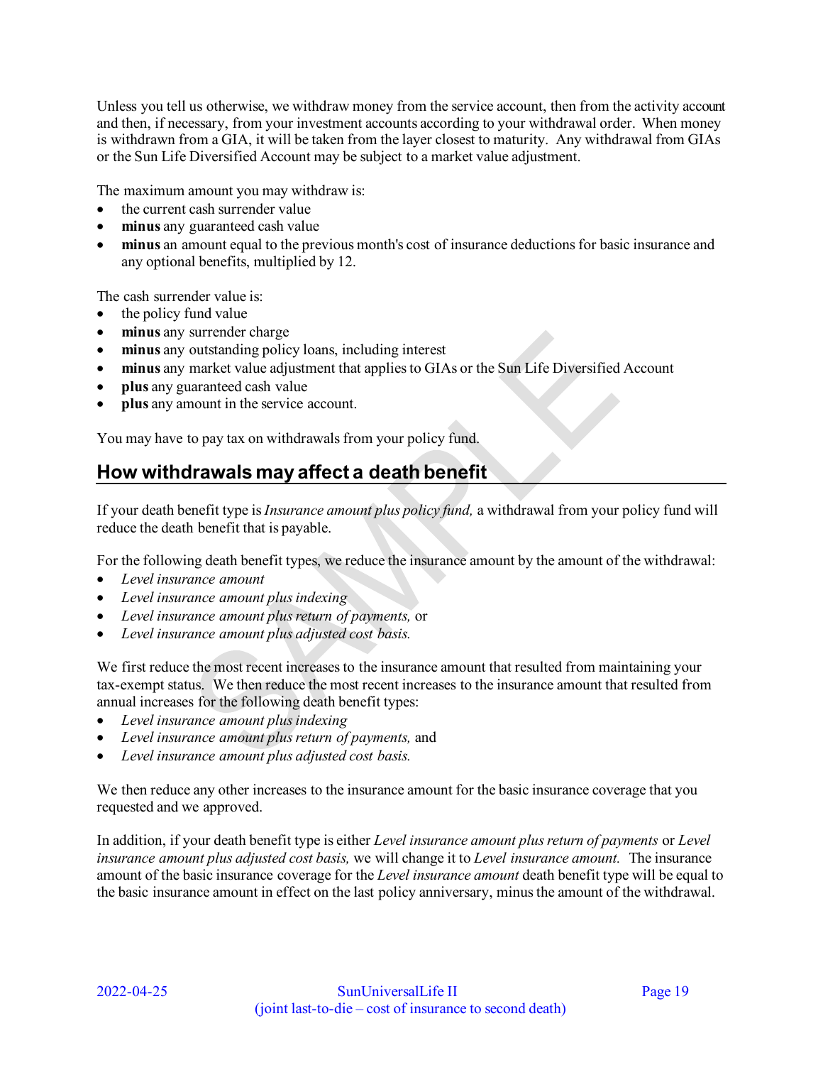Unless you tell us otherwise, we withdraw money from the service account, then from the activity account and then, if necessary, from your investment accounts according to your withdrawal order. When money is withdrawn from a GIA, it will be taken from the layer closest to maturity. Any withdrawal from GIAs or the Sun Life Diversified Account may be subject to a market value adjustment.

The maximum amount you may withdraw is:

- the current cash surrender value
- **minus** any guaranteed cash value
- **minus** an amount equal to the previous month's cost of insurance deductions for basic insurance and any optional benefits, multiplied by 12.

The cash surrender value is:

- the policy fund value
- **minus** any surrender charge
- **minus** any outstanding policy loans, including interest
- **minus** any market value adjustment that applies to GIAs or the Sun Life Diversified Account
- **plus** any guaranteed cash value
- **plus** any amount in the service account.

You may have to pay tax on withdrawals from your policy fund.

## How withdrawals may affect a death benefit

If your death benefit type is *Insurance amount plus policy fund,* a withdrawal from your policy fund will reduce the death benefit that is payable.

For the following death benefit types, we reduce the insurance amount by the amount of the withdrawal:

- *Level insurance amount*
- *Level insurance amount plus indexing*
- *Level insurance amount plus return of payments,* or
- *Level insurance amount plus adjusted cost basis.*

We first reduce the most recent increases to the insurance amount that resulted from maintaining your tax-exempt status. We then reduce the most recent increases to the insurance amount that resulted from annual increases for the following death benefit types:

- *Level insurance amount plus indexing*
- *Level insurance amount plus return of payments,* and
- *Level insurance amount plus adjusted cost basis.*

We then reduce any other increases to the insurance amount for the basic insurance coverage that you requested and we approved.

In addition, if your death benefit type is either *Level insurance amount plus return of payments* or *Level insurance amount plus adjusted cost basis,* we will change it to *Level insurance amount.* The insurance amount of the basic insurance coverage for the *Level insurance amount* death benefit type will be equal to the basic insurance amount in effect on the last policy anniversary, minus the amount of the withdrawal.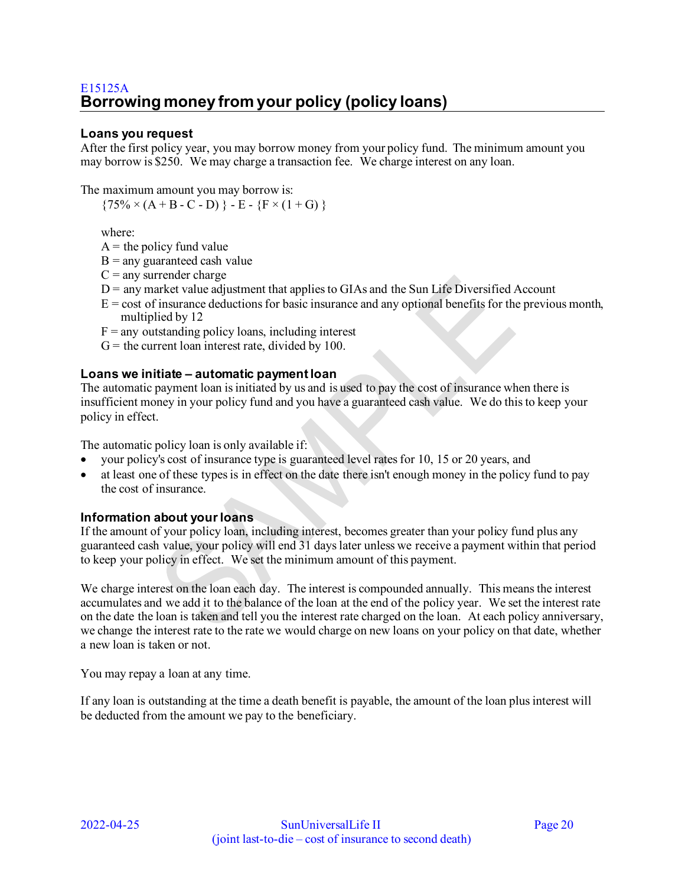E15125A

## Borrowing money from your policy (policy loans)

### Loans you request

After the first policy year, you may borrow money from your policy fund. The minimum amount you may borrow is $250. We may charge a transaction fee. We charge interest on any loan.

The maximum amount you may borrow is:

$$\{75\% \times (A + B - C - D)\} - E - \{F \times (1 + G)\}$$

where:

A = the policy fund value
B = any guaranteed cash value
C = any surrender charge
D = any market value adjustment that applies to GIAs and the Sun Life Diversified Account
E = cost of insurance deductions for basic insurance and any optional benefits for the previous month, multiplied by 12
F = any outstanding policy loans, including interest
G = the current loan interest rate, divided by 100.

### Loans we initiate – automatic payment loan

The automatic payment loan is initiated by us and is used to pay the cost of insurance when there is insufficient money in your policy fund and you have a guaranteed cash value. We do this to keep your policy in effect.

The automatic policy loan is only available if:

- your policy's cost of insurance type is guaranteed level rates for 10, 15 or 20 years, and
- at least one of these types is in effect on the date there isn't enough money in the policy fund to pay the cost of insurance.

### Information about your loans

If the amount of your policy loan, including interest, becomes greater than your policy fund plus any guaranteed cash value, your policy will end 31 days later unless we receive a payment within that period to keep your policy in effect. We set the minimum amount of this payment.

We charge interest on the loan each day. The interest is compounded annually. This means the interest accumulates and we add it to the balance of the loan at the end of the policy year. We set the interest rate on the date the loan is taken and tell you the interest rate charged on the loan. At each policy anniversary, we change the interest rate to the rate we would charge on new loans on your policy on that date, whether a new loan is taken or not.

You may repay a loan at any time.

If any loan is outstanding at the time a death benefit is payable, the amount of the loan plus interest will be deducted from the amount we pay to the beneficiary.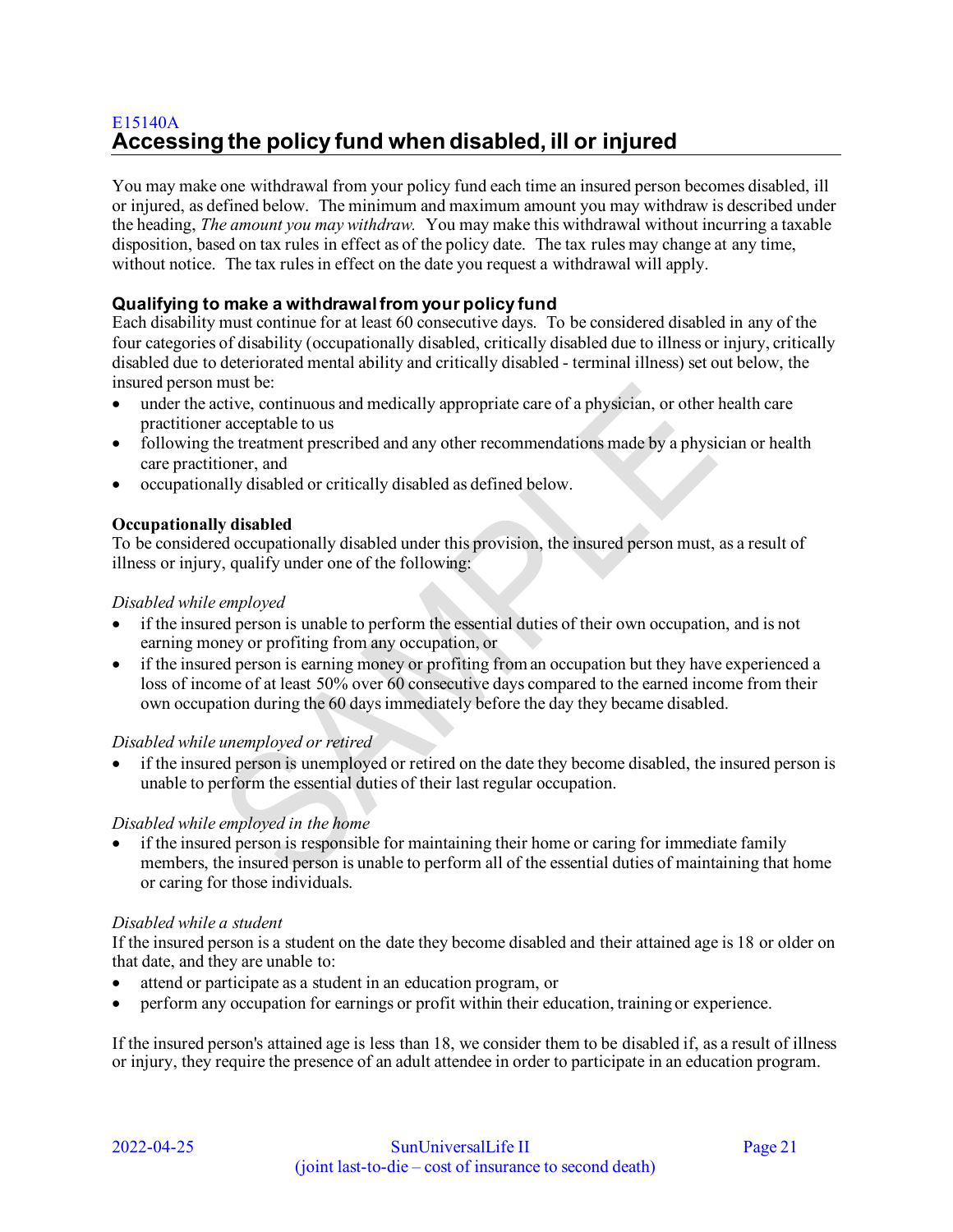E15140A

## Accessing the policy fund when disabled, ill or injured

You may make one withdrawal from your policy fund each time an insured person becomes disabled, ill or injured, as defined below. The minimum and maximum amount you may withdraw is described under the heading, *The amount you may withdraw.* You may make this withdrawal without incurring a taxable disposition, based on tax rules in effect as of the policy date. The tax rules may change at any time, without notice. The tax rules in effect on the date you request a withdrawal will apply.

### Qualifying to make a withdrawal from your policy fund

Each disability must continue for at least 60 consecutive days. To be considered disabled in any of the four categories of disability (occupationally disabled, critically disabled due to illness or injury, critically disabled due to deteriorated mental ability and critically disabled - terminal illness) set out below, the insured person must be:

- under the active, continuous and medically appropriate care of a physician, or other health care practitioner acceptable to us
- following the treatment prescribed and any other recommendations made by a physician or health care practitioner, and
- occupationally disabled or critically disabled as defined below.

**Occupationally disabled**

To be considered occupationally disabled under this provision, the insured person must, as a result of illness or injury, qualify under one of the following:

*Disabled while employed*

- if the insured person is unable to perform the essential duties of their own occupation, and is not earning money or profiting from any occupation, or
- if the insured person is earning money or profiting from an occupation but they have experienced a loss of income of at least 50% over 60 consecutive days compared to the earned income from their own occupation during the 60 days immediately before the day they became disabled.

*Disabled while unemployed or retired*

- if the insured person is unemployed or retired on the date they become disabled, the insured person is unable to perform the essential duties of their last regular occupation.

*Disabled while employed in the home*

- if the insured person is responsible for maintaining their home or caring for immediate family members, the insured person is unable to perform all of the essential duties of maintaining that home or caring for those individuals.

*Disabled while a student*

If the insured person is a student on the date they become disabled and their attained age is 18 or older on that date, and they are unable to:

- attend or participate as a student in an education program, or
- perform any occupation for earnings or profit within their education, training or experience.

If the insured person's attained age is less than 18, we consider them to be disabled if, as a result of illness or injury, they require the presence of an adult attendee in order to participate in an education program.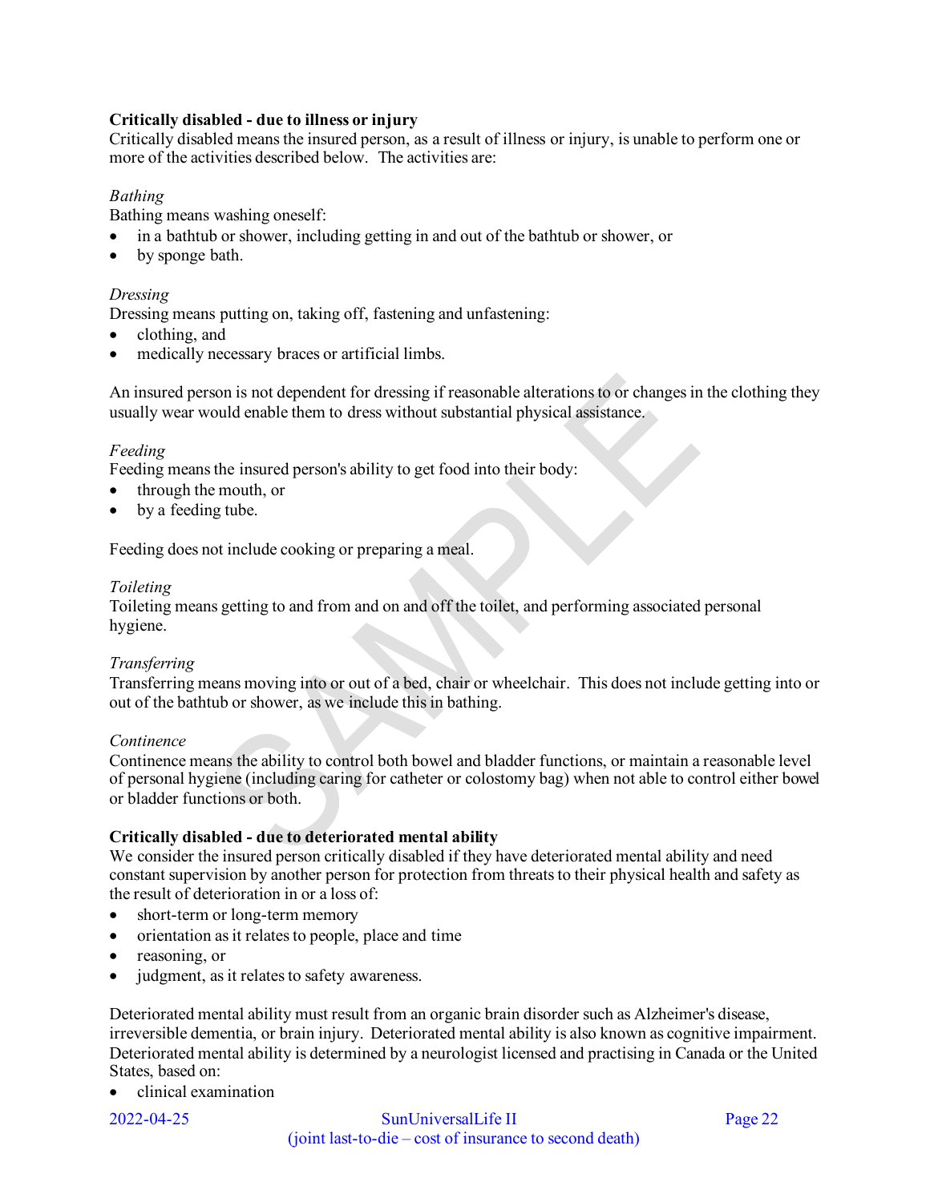**Critically disabled - due to illness or injury**
Critically disabled means the insured person, as a result of illness or injury, is unable to perform one or more of the activities described below. The activities are:

*Bathing*
Bathing means washing oneself:
- in a bathtub or shower, including getting in and out of the bathtub or shower, or
- by sponge bath.

*Dressing*
Dressing means putting on, taking off, fastening and unfastening:
- clothing, and
- medically necessary braces or artificial limbs.

An insured person is not dependent for dressing if reasonable alterations to or changes in the clothing they usually wear would enable them to dress without substantial physical assistance.

*Feeding*
Feeding means the insured person's ability to get food into their body:
- through the mouth, or
- by a feeding tube.

Feeding does not include cooking or preparing a meal.

*Toileting*
Toileting means getting to and from and on and off the toilet, and performing associated personal hygiene.

*Transferring*
Transferring means moving into or out of a bed, chair or wheelchair. This does not include getting into or out of the bathtub or shower, as we include this in bathing.

*Continence*
Continence means the ability to control both bowel and bladder functions, or maintain a reasonable level of personal hygiene (including caring for catheter or colostomy bag) when not able to control either bowel or bladder functions or both.

**Critically disabled - due to deteriorated mental ability**
We consider the insured person critically disabled if they have deteriorated mental ability and need constant supervision by another person for protection from threats to their physical health and safety as the result of deterioration in or a loss of:
- short-term or long-term memory
- orientation as it relates to people, place and time
- reasoning, or
- judgment, as it relates to safety awareness.

Deteriorated mental ability must result from an organic brain disorder such as Alzheimer's disease, irreversible dementia, or brain injury. Deteriorated mental ability is also known as cognitive impairment. Deteriorated mental ability is determined by a neurologist licensed and practising in Canada or the United States, based on:
- clinical examination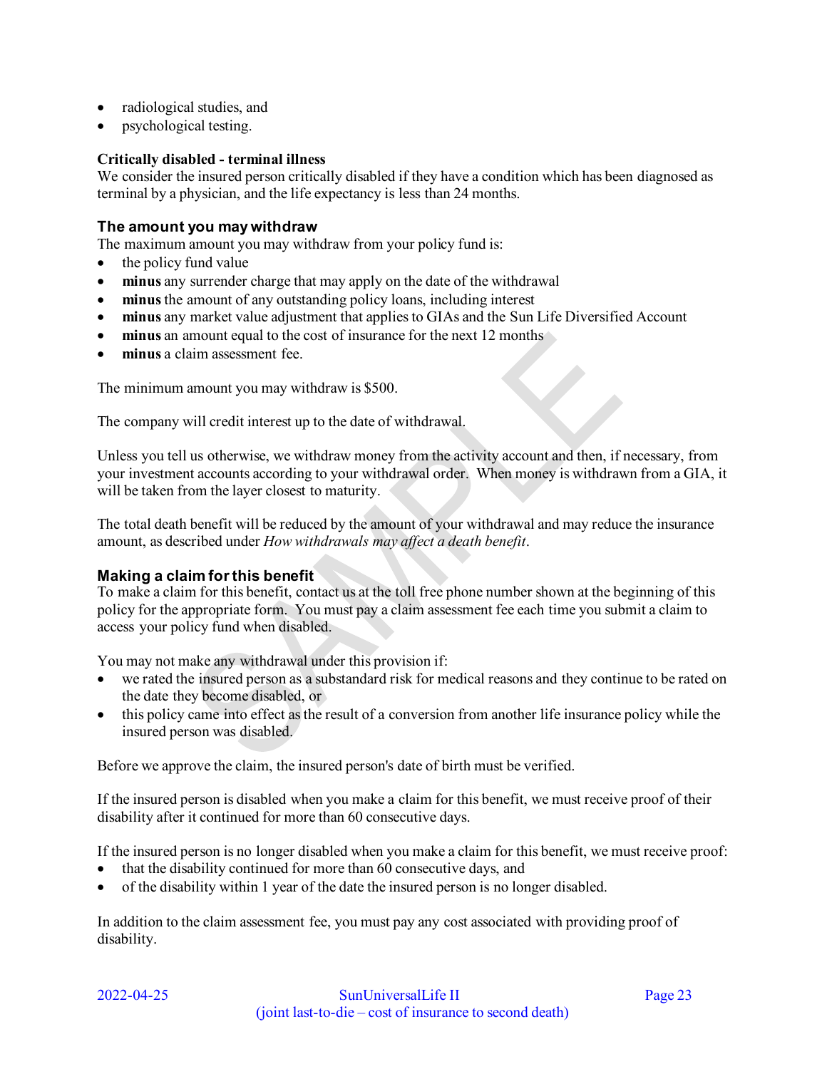- radiological studies, and
- psychological testing.

**Critically disabled - terminal illness**

We consider the insured person critically disabled if they have a condition which has been diagnosed as terminal by a physician, and the life expectancy is less than 24 months.

### The amount you may withdraw

The maximum amount you may withdraw from your policy fund is:

- the policy fund value
- **minus** any surrender charge that may apply on the date of the withdrawal
- **minus** the amount of any outstanding policy loans, including interest
- **minus** any market value adjustment that applies to GIAs and the Sun Life Diversified Account
- **minus** an amount equal to the cost of insurance for the next 12 months
- **minus** a claim assessment fee.

The minimum amount you may withdraw is $500.

The company will credit interest up to the date of withdrawal.

Unless you tell us otherwise, we withdraw money from the activity account and then, if necessary, from your investment accounts according to your withdrawal order. When money is withdrawn from a GIA, it will be taken from the layer closest to maturity.

The total death benefit will be reduced by the amount of your withdrawal and may reduce the insurance amount, as described under *How withdrawals may affect a death benefit*.

### Making a claim for this benefit

To make a claim for this benefit, contact us at the toll free phone number shown at the beginning of this policy for the appropriate form. You must pay a claim assessment fee each time you submit a claim to access your policy fund when disabled.

You may not make any withdrawal under this provision if:

- we rated the insured person as a substandard risk for medical reasons and they continue to be rated on the date they become disabled, or
- this policy came into effect as the result of a conversion from another life insurance policy while the insured person was disabled.

Before we approve the claim, the insured person's date of birth must be verified.

If the insured person is disabled when you make a claim for this benefit, we must receive proof of their disability after it continued for more than 60 consecutive days.

If the insured person is no longer disabled when you make a claim for this benefit, we must receive proof:

- that the disability continued for more than 60 consecutive days, and
- of the disability within 1 year of the date the insured person is no longer disabled.

In addition to the claim assessment fee, you must pay any cost associated with providing proof of disability.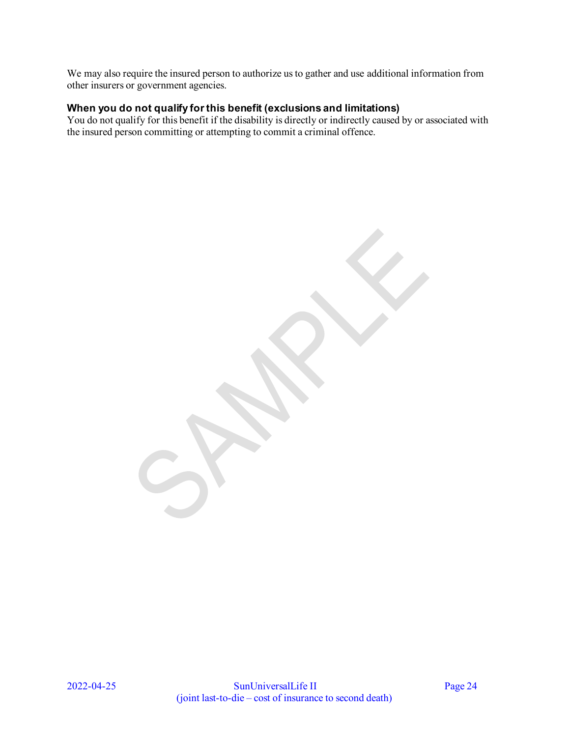We may also require the insured person to authorize us to gather and use additional information from other insurers or government agencies.

### When you do not qualify for this benefit (exclusions and limitations)

You do not qualify for this benefit if the disability is directly or indirectly caused by or associated with the insured person committing or attempting to commit a criminal offence.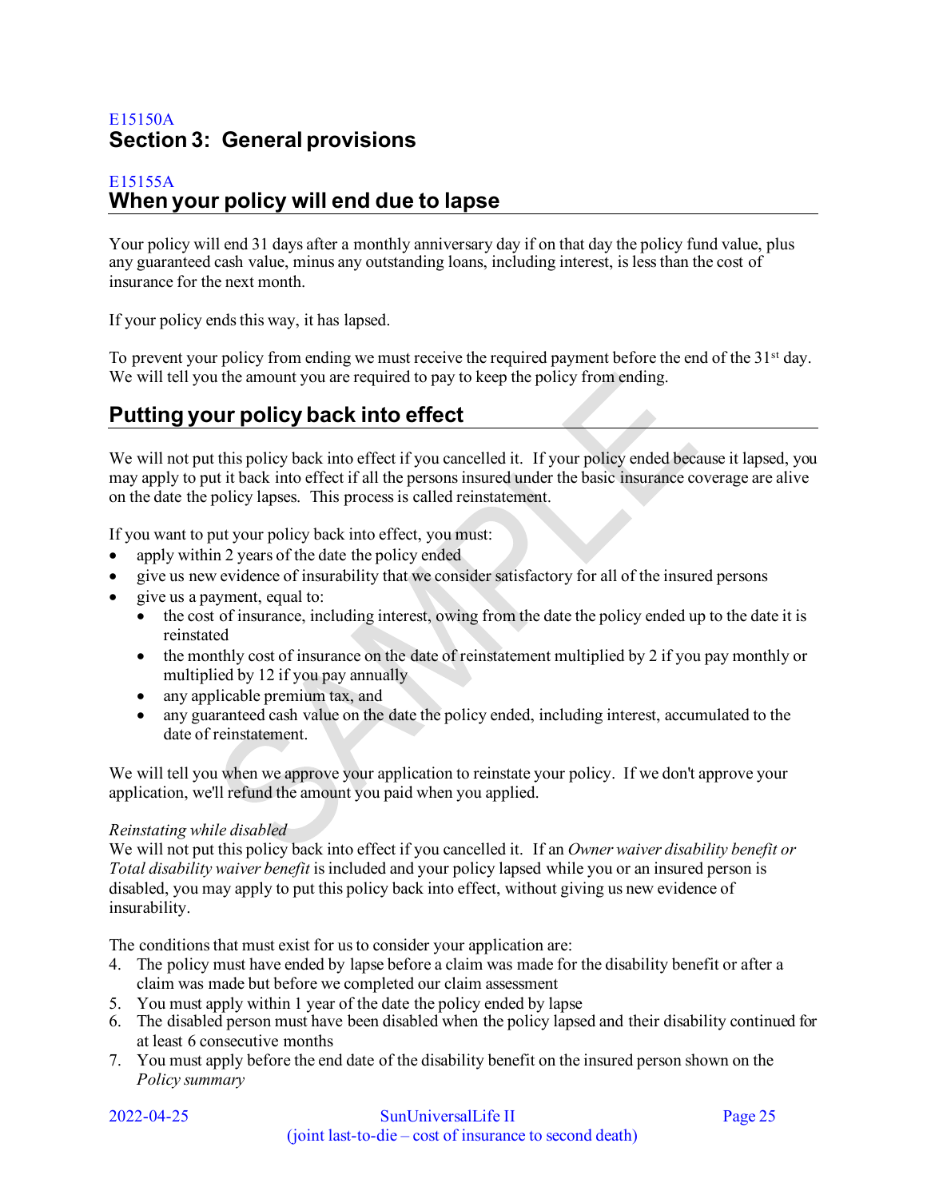E15150A

# Section 3: General provisions

E15155A

## When your policy will end due to lapse

Your policy will end 31 days after a monthly anniversary day if on that day the policy fund value, plus any guaranteed cash value, minus any outstanding loans, including interest, is less than the cost of insurance for the next month.

If your policy ends this way, it has lapsed.

To prevent your policy from ending we must receive the required payment before the end of the 31st day. We will tell you the amount you are required to pay to keep the policy from ending.

## Putting your policy back into effect

We will not put this policy back into effect if you cancelled it. If your policy ended because it lapsed, you may apply to put it back into effect if all the persons insured under the basic insurance coverage are alive on the date the policy lapses. This process is called reinstatement.

If you want to put your policy back into effect, you must:

- apply within 2 years of the date the policy ended
- give us new evidence of insurability that we consider satisfactory for all of the insured persons
- give us a payment, equal to:
  - the cost of insurance, including interest, owing from the date the policy ended up to the date it is reinstated
  - the monthly cost of insurance on the date of reinstatement multiplied by 2 if you pay monthly or multiplied by 12 if you pay annually
  - any applicable premium tax, and
  - any guaranteed cash value on the date the policy ended, including interest, accumulated to the date of reinstatement.

We will tell you when we approve your application to reinstate your policy. If we don't approve your application, we'll refund the amount you paid when you applied.

*Reinstating while disabled*
We will not put this policy back into effect if you cancelled it. If an *Owner waiver disability benefit or Total disability waiver benefit* is included and your policy lapsed while you or an insured person is disabled, you may apply to put this policy back into effect, without giving us new evidence of insurability.

The conditions that must exist for us to consider your application are:

4. The policy must have ended by lapse before a claim was made for the disability benefit or after a claim was made but before we completed our claim assessment
5. You must apply within 1 year of the date the policy ended by lapse
6. The disabled person must have been disabled when the policy lapsed and their disability continued for at least 6 consecutive months
7. You must apply before the end date of the disability benefit on the insured person shown on the *Policy summary*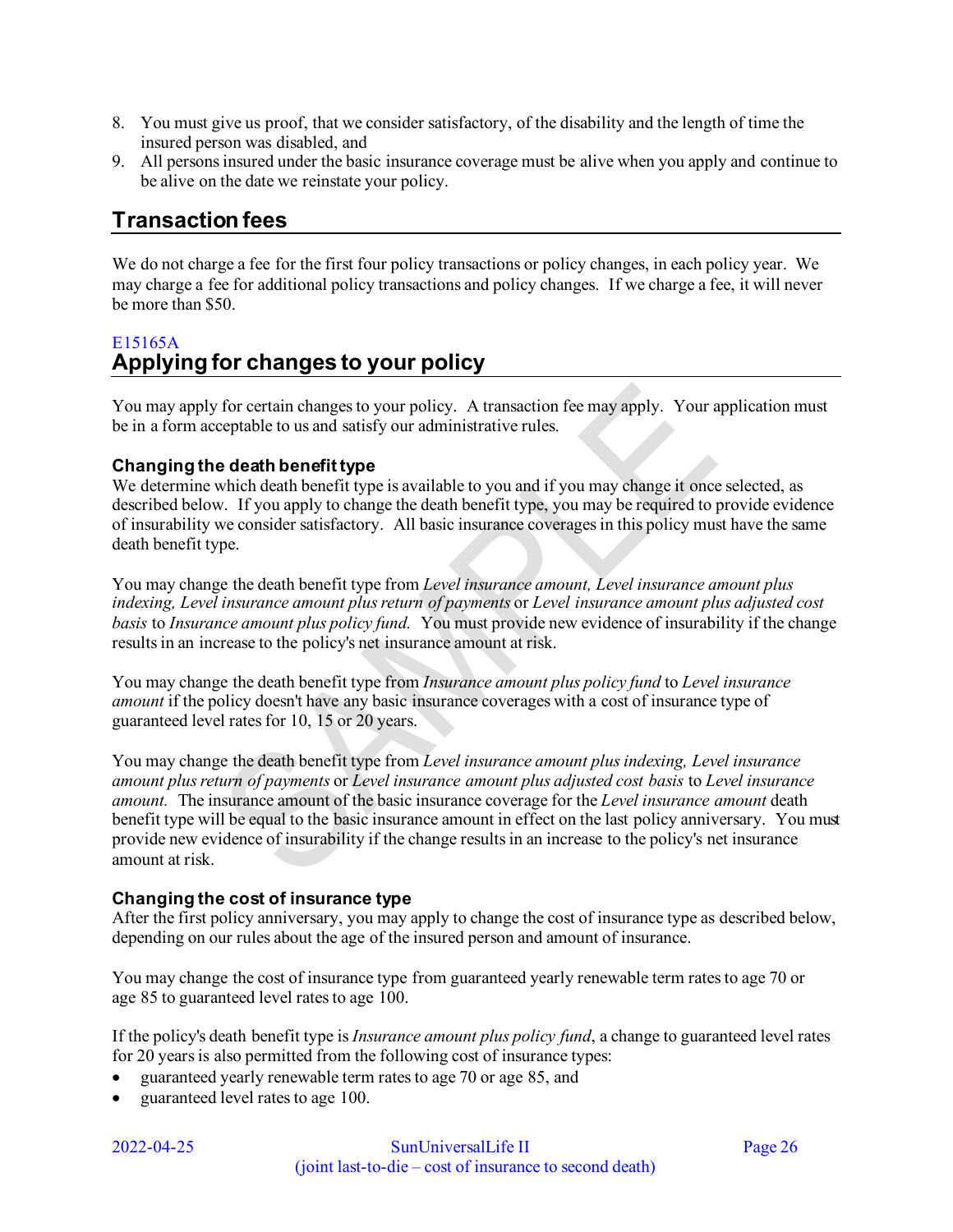8. You must give us proof, that we consider satisfactory, of the disability and the length of time the insured person was disabled, and
9. All persons insured under the basic insurance coverage must be alive when you apply and continue to be alive on the date we reinstate your policy.

## Transaction fees

We do not charge a fee for the first four policy transactions or policy changes, in each policy year. We may charge a fee for additional policy transactions and policy changes. If we charge a fee, it will never be more than $50.

E15165A

## Applying for changes to your policy

You may apply for certain changes to your policy. A transaction fee may apply. Your application must be in a form acceptable to us and satisfy our administrative rules.

### Changing the death benefit type

We determine which death benefit type is available to you and if you may change it once selected, as described below. If you apply to change the death benefit type, you may be required to provide evidence of insurability we consider satisfactory. All basic insurance coverages in this policy must have the same death benefit type.

You may change the death benefit type from *Level insurance amount, Level insurance amount plus indexing, Level insurance amount plus return of payments* or *Level insurance amount plus adjusted cost basis* to *Insurance amount plus policy fund.* You must provide new evidence of insurability if the change results in an increase to the policy's net insurance amount at risk.

You may change the death benefit type from *Insurance amount plus policy fund* to *Level insurance amount* if the policy doesn't have any basic insurance coverages with a cost of insurance type of guaranteed level rates for 10, 15 or 20 years.

You may change the death benefit type from *Level insurance amount plus indexing, Level insurance amount plus return of payments* or *Level insurance amount plus adjusted cost basis* to *Level insurance amount.* The insurance amount of the basic insurance coverage for the *Level insurance amount* death benefit type will be equal to the basic insurance amount in effect on the last policy anniversary. You must provide new evidence of insurability if the change results in an increase to the policy's net insurance amount at risk.

### Changing the cost of insurance type

After the first policy anniversary, you may apply to change the cost of insurance type as described below, depending on our rules about the age of the insured person and amount of insurance.

You may change the cost of insurance type from guaranteed yearly renewable term rates to age 70 or age 85 to guaranteed level rates to age 100.

If the policy's death benefit type is *Insurance amount plus policy fund*, a change to guaranteed level rates for 20 years is also permitted from the following cost of insurance types:

- guaranteed yearly renewable term rates to age 70 or age 85, and
- guaranteed level rates to age 100.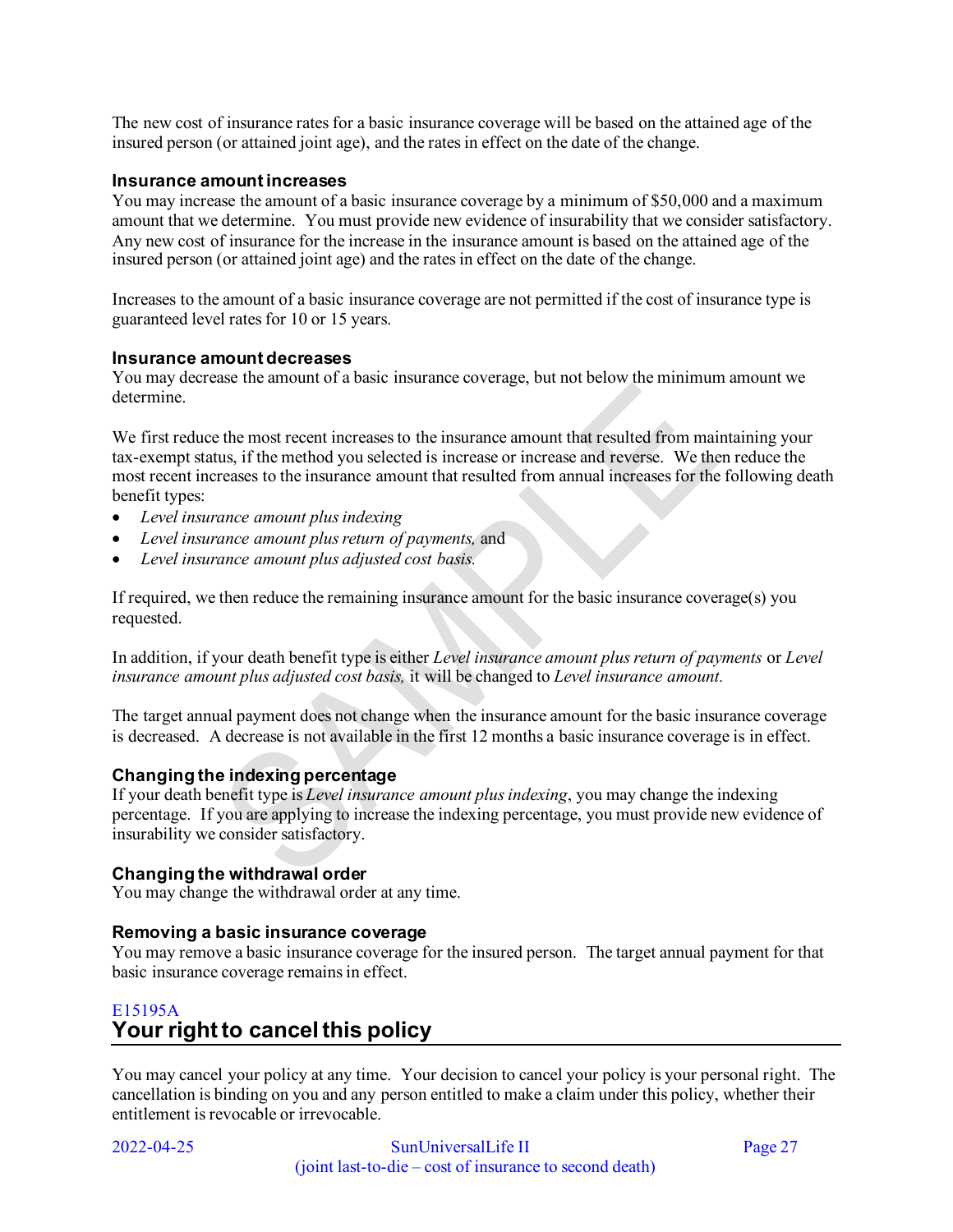The new cost of insurance rates for a basic insurance coverage will be based on the attained age of the insured person (or attained joint age), and the rates in effect on the date of the change.

### Insurance amount increases

You may increase the amount of a basic insurance coverage by a minimum of $50,000 and a maximum amount that we determine. You must provide new evidence of insurability that we consider satisfactory. Any new cost of insurance for the increase in the insurance amount is based on the attained age of the insured person (or attained joint age) and the rates in effect on the date of the change.

Increases to the amount of a basic insurance coverage are not permitted if the cost of insurance type is guaranteed level rates for 10 or 15 years.

### Insurance amount decreases

You may decrease the amount of a basic insurance coverage, but not below the minimum amount we determine.

We first reduce the most recent increases to the insurance amount that resulted from maintaining your tax-exempt status, if the method you selected is increase or increase and reverse. We then reduce the most recent increases to the insurance amount that resulted from annual increases for the following death benefit types:

- *Level insurance amount plus indexing*
- *Level insurance amount plus return of payments,* and
- *Level insurance amount plus adjusted cost basis.*

If required, we then reduce the remaining insurance amount for the basic insurance coverage(s) you requested.

In addition, if your death benefit type is either *Level insurance amount plus return of payments* or *Level insurance amount plus adjusted cost basis,* it will be changed to *Level insurance amount.*

The target annual payment does not change when the insurance amount for the basic insurance coverage is decreased. A decrease is not available in the first 12 months a basic insurance coverage is in effect.

### Changing the indexing percentage

If your death benefit type is *Level insurance amount plus indexing*, you may change the indexing percentage. If you are applying to increase the indexing percentage, you must provide new evidence of insurability we consider satisfactory.

### Changing the withdrawal order

You may change the withdrawal order at any time.

### Removing a basic insurance coverage

You may remove a basic insurance coverage for the insured person. The target annual payment for that basic insurance coverage remains in effect.

E15195A

## Your right to cancel this policy

You may cancel your policy at any time. Your decision to cancel your policy is your personal right. The cancellation is binding on you and any person entitled to make a claim under this policy, whether their entitlement is revocable or irrevocable.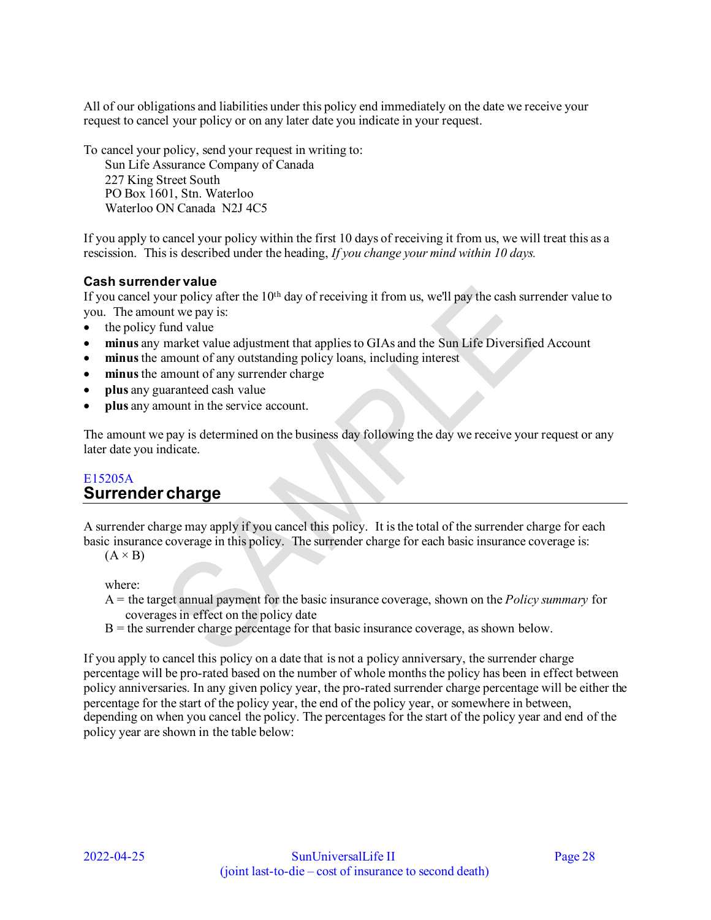All of our obligations and liabilities under this policy end immediately on the date we receive your request to cancel your policy or on any later date you indicate in your request.

To cancel your policy, send your request in writing to:

Sun Life Assurance Company of Canada
227 King Street South
PO Box 1601, Stn. Waterloo
Waterloo ON Canada N2J 4C5

If you apply to cancel your policy within the first 10 days of receiving it from us, we will treat this as a rescission. This is described under the heading, *If you change your mind within 10 days.*

### Cash surrender value

If you cancel your policy after the 10th day of receiving it from us, we'll pay the cash surrender value to you. The amount we pay is:

- the policy fund value
- **minus** any market value adjustment that applies to GIAs and the Sun Life Diversified Account
- **minus** the amount of any outstanding policy loans, including interest
- **minus** the amount of any surrender charge
- **plus** any guaranteed cash value
- **plus** any amount in the service account.

The amount we pay is determined on the business day following the day we receive your request or any later date you indicate.

E15205A

## Surrender charge

A surrender charge may apply if you cancel this policy. It is the total of the surrender charge for each basic insurance coverage in this policy. The surrender charge for each basic insurance coverage is:

$(A \times B)$

where:

A = the target annual payment for the basic insurance coverage, shown on the *Policy summary* for coverages in effect on the policy date

B = the surrender charge percentage for that basic insurance coverage, as shown below.

If you apply to cancel this policy on a date that is not a policy anniversary, the surrender charge percentage will be pro-rated based on the number of whole months the policy has been in effect between policy anniversaries. In any given policy year, the pro-rated surrender charge percentage will be either the percentage for the start of the policy year, the end of the policy year, or somewhere in between, depending on when you cancel the policy. The percentages for the start of the policy year and end of the policy year are shown in the table below: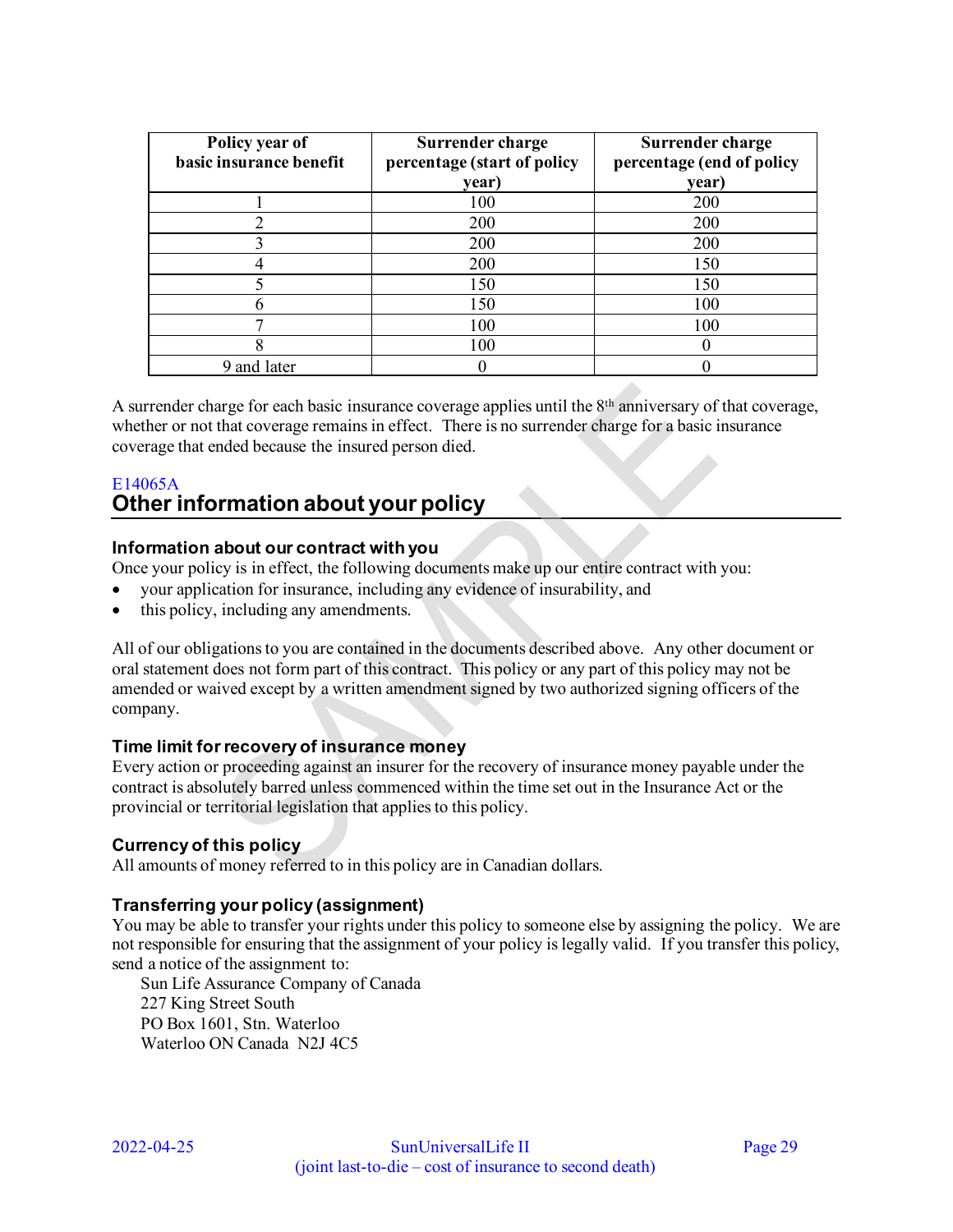| Policy year of basic insurance benefit | Surrender charge percentage (start of policy year) | Surrender charge percentage (end of policy year) |
|---|---|---|
| 1 | 100 | 200 |
| 2 | 200 | 200 |
| 3 | 200 | 200 |
| 4 | 200 | 150 |
| 5 | 150 | 150 |
| 6 | 150 | 100 |
| 7 | 100 | 100 |
| 8 | 100 | 0 |
| 9 and later | 0 | 0 |

A surrender charge for each basic insurance coverage applies until the 8th anniversary of that coverage, whether or not that coverage remains in effect. There is no surrender charge for a basic insurance coverage that ended because the insured person died.

E14065A

## Other information about your policy

### Information about our contract with you

Once your policy is in effect, the following documents make up our entire contract with you:

- your application for insurance, including any evidence of insurability, and
- this policy, including any amendments.

All of our obligations to you are contained in the documents described above. Any other document or oral statement does not form part of this contract. This policy or any part of this policy may not be amended or waived except by a written amendment signed by two authorized signing officers of the company.

### Time limit for recovery of insurance money

Every action or proceeding against an insurer for the recovery of insurance money payable under the contract is absolutely barred unless commenced within the time set out in the Insurance Act or the provincial or territorial legislation that applies to this policy.

### Currency of this policy

All amounts of money referred to in this policy are in Canadian dollars.

### Transferring your policy (assignment)

You may be able to transfer your rights under this policy to someone else by assigning the policy. We are not responsible for ensuring that the assignment of your policy is legally valid. If you transfer this policy, send a notice of the assignment to:

Sun Life Assurance Company of Canada
227 King Street South
PO Box 1601, Stn. Waterloo
Waterloo ON Canada N2J 4C5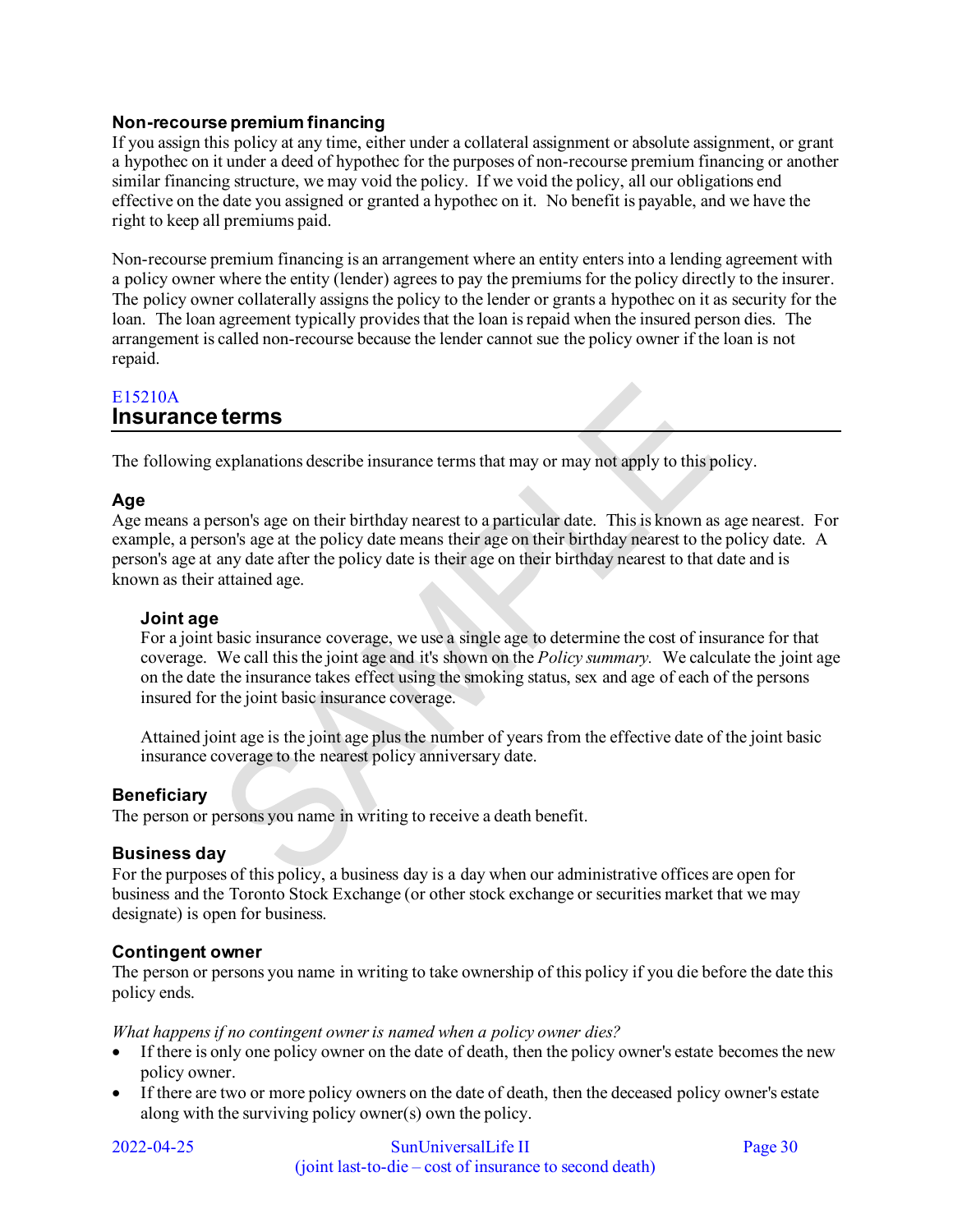### Non-recourse premium financing

If you assign this policy at any time, either under a collateral assignment or absolute assignment, or grant a hypothec on it under a deed of hypothec for the purposes of non-recourse premium financing or another similar financing structure, we may void the policy. If we void the policy, all our obligations end effective on the date you assigned or granted a hypothec on it. No benefit is payable, and we have the right to keep all premiums paid.

Non-recourse premium financing is an arrangement where an entity enters into a lending agreement with a policy owner where the entity (lender) agrees to pay the premiums for the policy directly to the insurer. The policy owner collaterally assigns the policy to the lender or grants a hypothec on it as security for the loan. The loan agreement typically provides that the loan is repaid when the insured person dies. The arrangement is called non-recourse because the lender cannot sue the policy owner if the loan is not repaid.

E15210A

## Insurance terms

The following explanations describe insurance terms that may or may not apply to this policy.

### Age

Age means a person's age on their birthday nearest to a particular date. This is known as age nearest. For example, a person's age at the policy date means their age on their birthday nearest to the policy date. A person's age at any date after the policy date is their age on their birthday nearest to that date and is known as their attained age.

#### Joint age

For a joint basic insurance coverage, we use a single age to determine the cost of insurance for that coverage. We call this the joint age and it's shown on the *Policy summary.* We calculate the joint age on the date the insurance takes effect using the smoking status, sex and age of each of the persons insured for the joint basic insurance coverage.

Attained joint age is the joint age plus the number of years from the effective date of the joint basic insurance coverage to the nearest policy anniversary date.

### Beneficiary

The person or persons you name in writing to receive a death benefit.

### Business day

For the purposes of this policy, a business day is a day when our administrative offices are open for business and the Toronto Stock Exchange (or other stock exchange or securities market that we may designate) is open for business.

### Contingent owner

The person or persons you name in writing to take ownership of this policy if you die before the date this policy ends.

*What happens if no contingent owner is named when a policy owner dies?*

- If there is only one policy owner on the date of death, then the policy owner's estate becomes the new policy owner.
- If there are two or more policy owners on the date of death, then the deceased policy owner's estate along with the surviving policy owner(s) own the policy.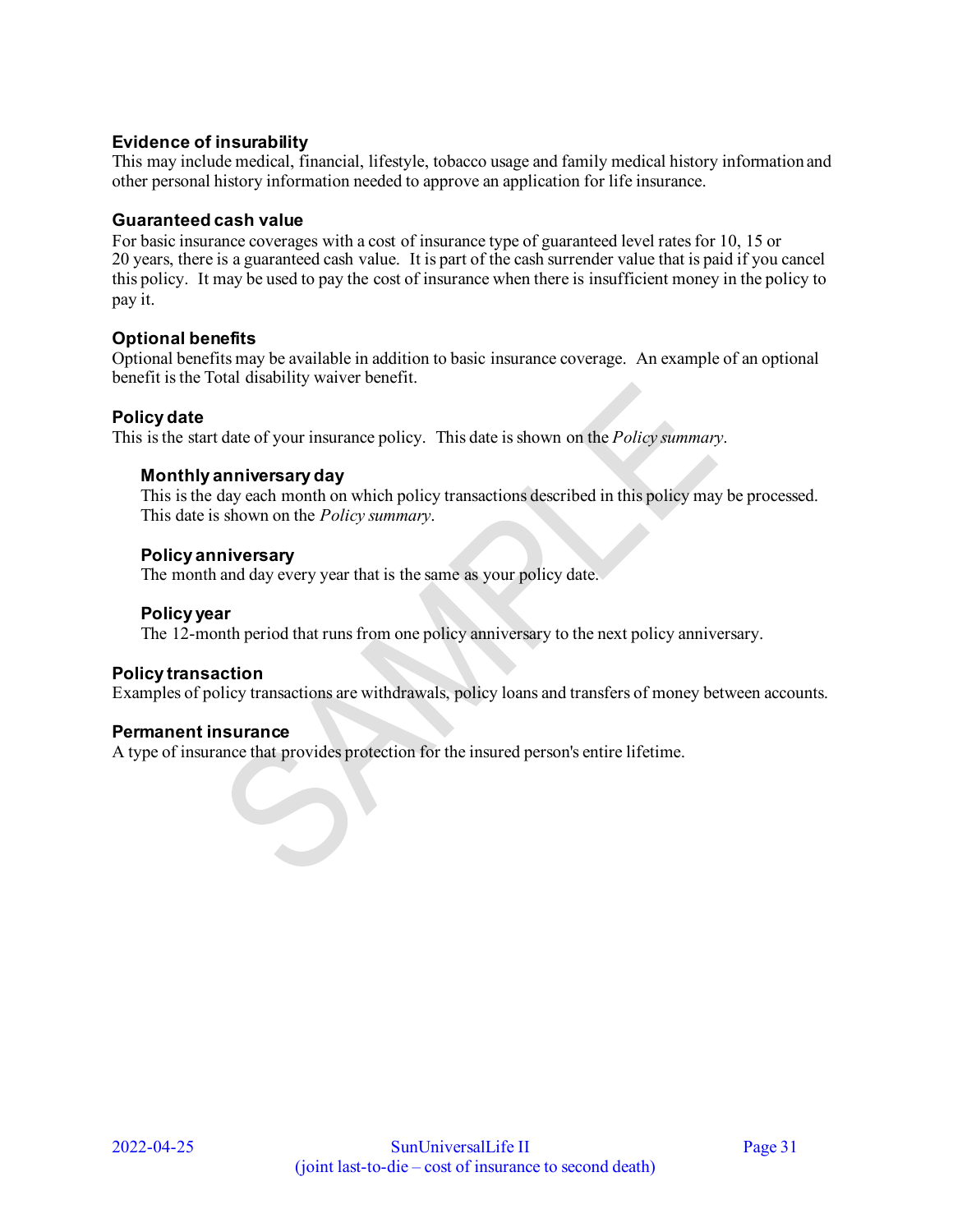### Evidence of insurability

This may include medical, financial, lifestyle, tobacco usage and family medical history information and other personal history information needed to approve an application for life insurance.

### Guaranteed cash value

For basic insurance coverages with a cost of insurance type of guaranteed level rates for 10, 15 or 20 years, there is a guaranteed cash value. It is part of the cash surrender value that is paid if you cancel this policy. It may be used to pay the cost of insurance when there is insufficient money in the policy to pay it.

### Optional benefits

Optional benefits may be available in addition to basic insurance coverage. An example of an optional benefit is the Total disability waiver benefit.

### Policy date

This is the start date of your insurance policy. This date is shown on the *Policy summary*.

#### Monthly anniversary day

This is the day each month on which policy transactions described in this policy may be processed. This date is shown on the *Policy summary*.

#### Policy anniversary

The month and day every year that is the same as your policy date.

#### Policy year

The 12-month period that runs from one policy anniversary to the next policy anniversary.

### Policy transaction

Examples of policy transactions are withdrawals, policy loans and transfers of money between accounts.

### Permanent insurance

A type of insurance that provides protection for the insured person's entire lifetime.